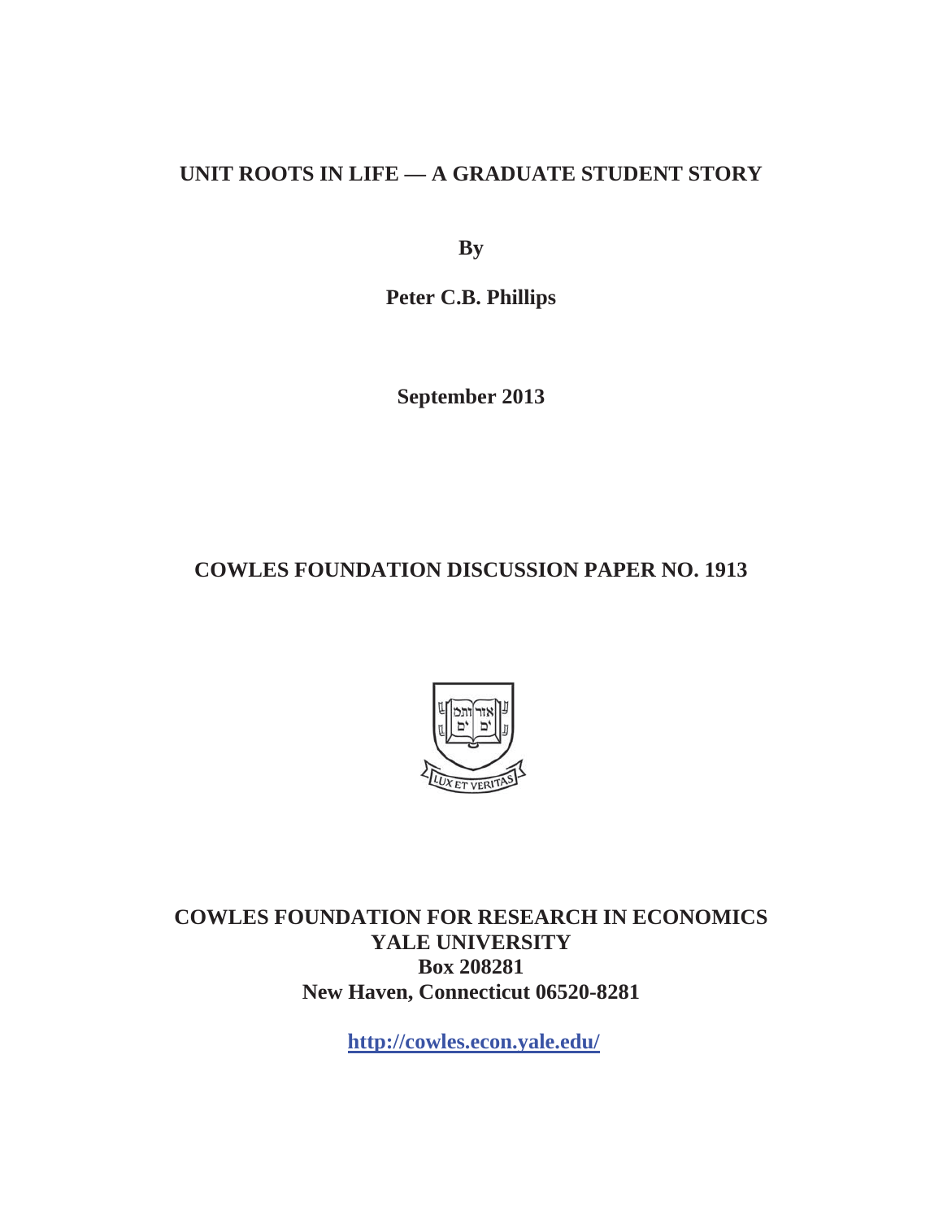# UNIT ROOTS IN LIFE — A GRADUATE STUDENT STORY

**By**

**Peter C.B. Phillips**

**September 2013**

**COWLES FOUNDATION DISCUSSION PAPER NO. 1913**

**COWLES FOUNDATION FOR RESEARCH IN ECONOMICS**
**YALE UNIVERSITY**
**Box 208281**
**New Haven, Connecticut 06520-8281**

**http://cowles.econ.yale.edu/**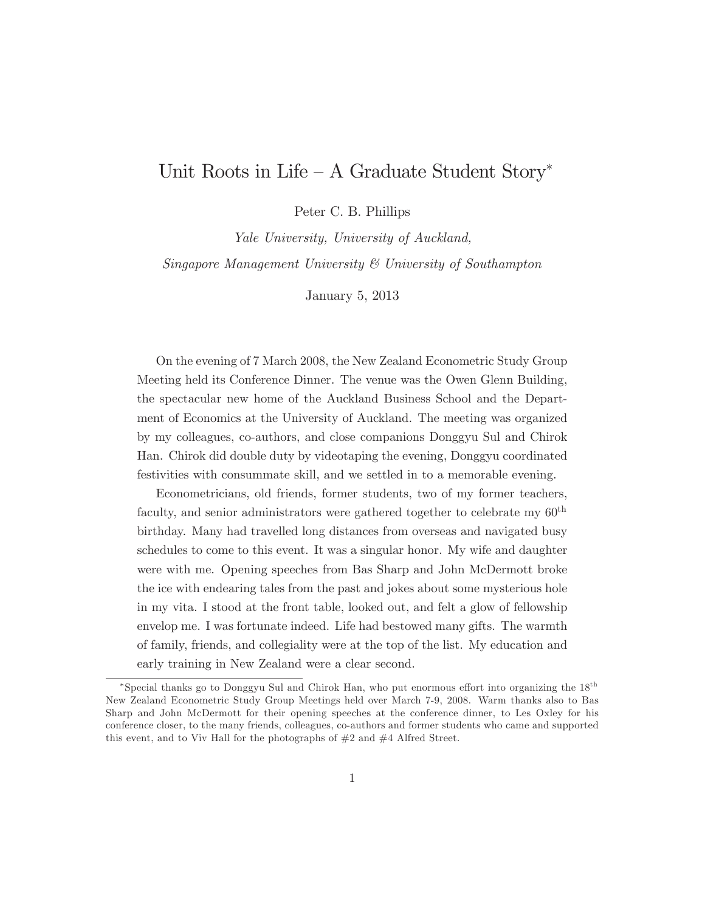# Unit Roots in Life – A Graduate Student Story*

Peter C. B. Phillips

*Yale University, University of Auckland,*

*Singapore Management University & University of Southampton*

January 5, 2013

On the evening of 7 March 2008, the New Zealand Econometric Study Group Meeting held its Conference Dinner. The venue was the Owen Glenn Building, the spectacular new home of the Auckland Business School and the Department of Economics at the University of Auckland. The meeting was organized by my colleagues, co-authors, and close companions Donggyu Sul and Chirok Han. Chirok did double duty by videotaping the evening, Donggyu coordinated festivities with consummate skill, and we settled in to a memorable evening.

Econometricians, old friends, former students, two of my former teachers, faculty, and senior administrators were gathered together to celebrate my 60th birthday. Many had travelled long distances from overseas and navigated busy schedules to come to this event. It was a singular honor. My wife and daughter were with me. Opening speeches from Bas Sharp and John McDermott broke the ice with endearing tales from the past and jokes about some mysterious hole in my vita. I stood at the front table, looked out, and felt a glow of fellowship envelop me. I was fortunate indeed. Life had bestowed many gifts. The warmth of family, friends, and collegiality were at the top of the list. My education and early training in New Zealand were a clear second.

*Special thanks go to Donggyu Sul and Chirok Han, who put enormous effort into organizing the 18th New Zealand Econometric Study Group Meetings held over March 7-9, 2008. Warm thanks also to Bas Sharp and John McDermott for their opening speeches at the conference dinner, to Les Oxley for his conference closer, to the many friends, colleagues, co-authors and former students who came and supported this event, and to Viv Hall for the photographs of #2 and #4 Alfred Street.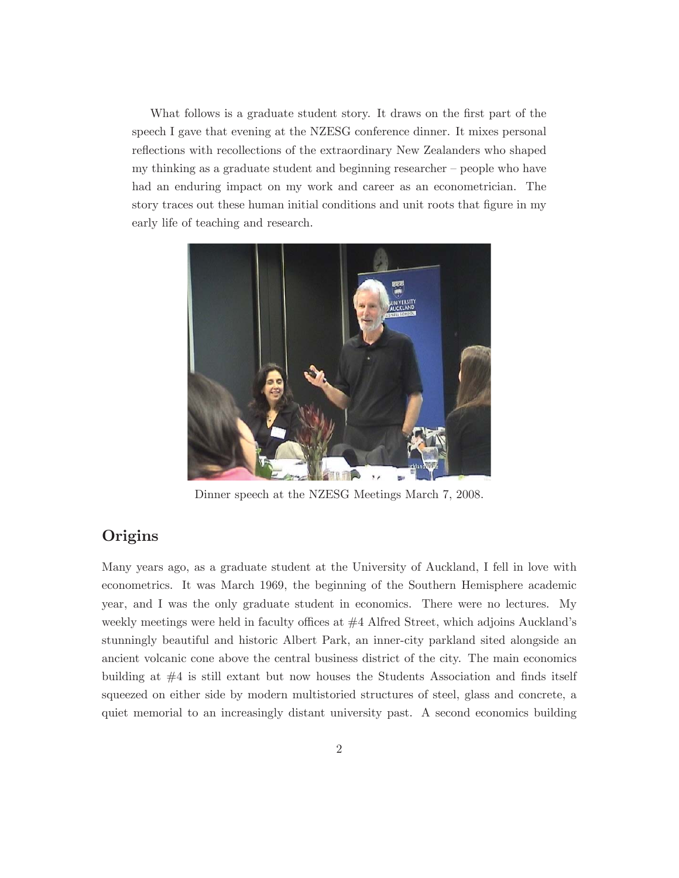What follows is a graduate student story. It draws on the first part of the speech I gave that evening at the NZESG conference dinner. It mixes personal reflections with recollections of the extraordinary New Zealanders who shaped my thinking as a graduate student and beginning researcher – people who have had an enduring impact on my work and career as an econometrician. The story traces out these human initial conditions and unit roots that figure in my early life of teaching and research.

Dinner speech at the NZESG Meetings March 7, 2008.

## Origins

Many years ago, as a graduate student at the University of Auckland, I fell in love with econometrics. It was March 1969, the beginning of the Southern Hemisphere academic year, and I was the only graduate student in economics. There were no lectures. My weekly meetings were held in faculty offices at #4 Alfred Street, which adjoins Auckland's stunningly beautiful and historic Albert Park, an inner-city parkland sited alongside an ancient volcanic cone above the central business district of the city. The main economics building at #4 is still extant but now houses the Students Association and finds itself squeezed on either side by modern multistoried structures of steel, glass and concrete, a quiet memorial to an increasingly distant university past. A second economics building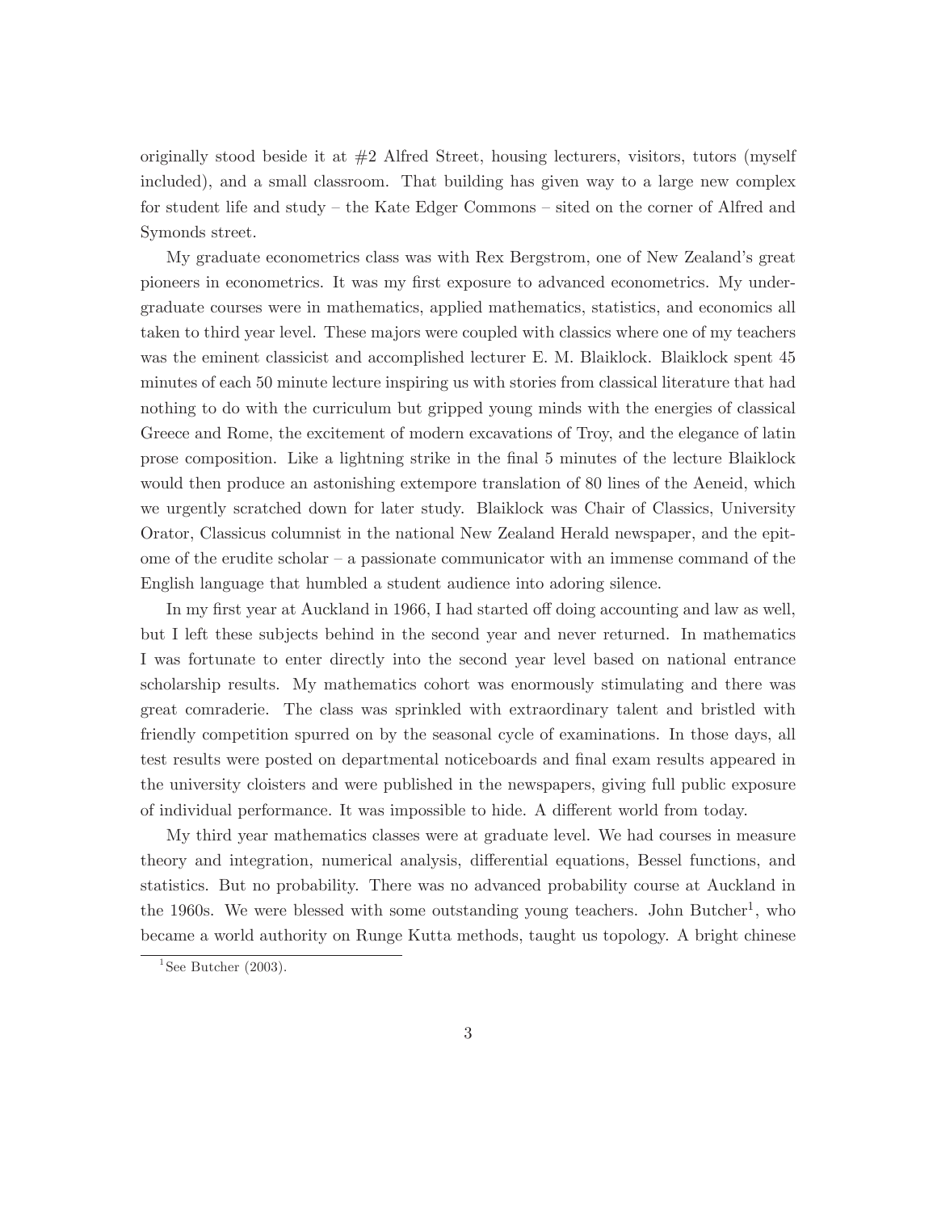originally stood beside it at #2 Alfred Street, housing lecturers, visitors, tutors (myself included), and a small classroom. That building has given way to a large new complex for student life and study – the Kate Edger Commons – sited on the corner of Alfred and Symonds street.

My graduate econometrics class was with Rex Bergstrom, one of New Zealand's great pioneers in econometrics. It was my first exposure to advanced econometrics. My undergraduate courses were in mathematics, applied mathematics, statistics, and economics all taken to third year level. These majors were coupled with classics where one of my teachers was the eminent classicist and accomplished lecturer E. M. Blaiklock. Blaiklock spent 45 minutes of each 50 minute lecture inspiring us with stories from classical literature that had nothing to do with the curriculum but gripped young minds with the energies of classical Greece and Rome, the excitement of modern excavations of Troy, and the elegance of latin prose composition. Like a lightning strike in the final 5 minutes of the lecture Blaiklock would then produce an astonishing extempore translation of 80 lines of the Aeneid, which we urgently scratched down for later study. Blaiklock was Chair of Classics, University Orator, Classicus columnist in the national New Zealand Herald newspaper, and the epitome of the erudite scholar – a passionate communicator with an immense command of the English language that humbled a student audience into adoring silence.

In my first year at Auckland in 1966, I had started off doing accounting and law as well, but I left these subjects behind in the second year and never returned. In mathematics I was fortunate to enter directly into the second year level based on national entrance scholarship results. My mathematics cohort was enormously stimulating and there was great comraderie. The class was sprinkled with extraordinary talent and bristled with friendly competition spurred on by the seasonal cycle of examinations. In those days, all test results were posted on departmental noticeboards and final exam results appeared in the university cloisters and were published in the newspapers, giving full public exposure of individual performance. It was impossible to hide. A different world from today.

My third year mathematics classes were at graduate level. We had courses in measure theory and integration, numerical analysis, differential equations, Bessel functions, and statistics. But no probability. There was no advanced probability course at Auckland in the 1960s. We were blessed with some outstanding young teachers. John Butcher[1], who became a world authority on Runge Kutta methods, taught us topology. A bright chinese

[1] See Butcher (2003).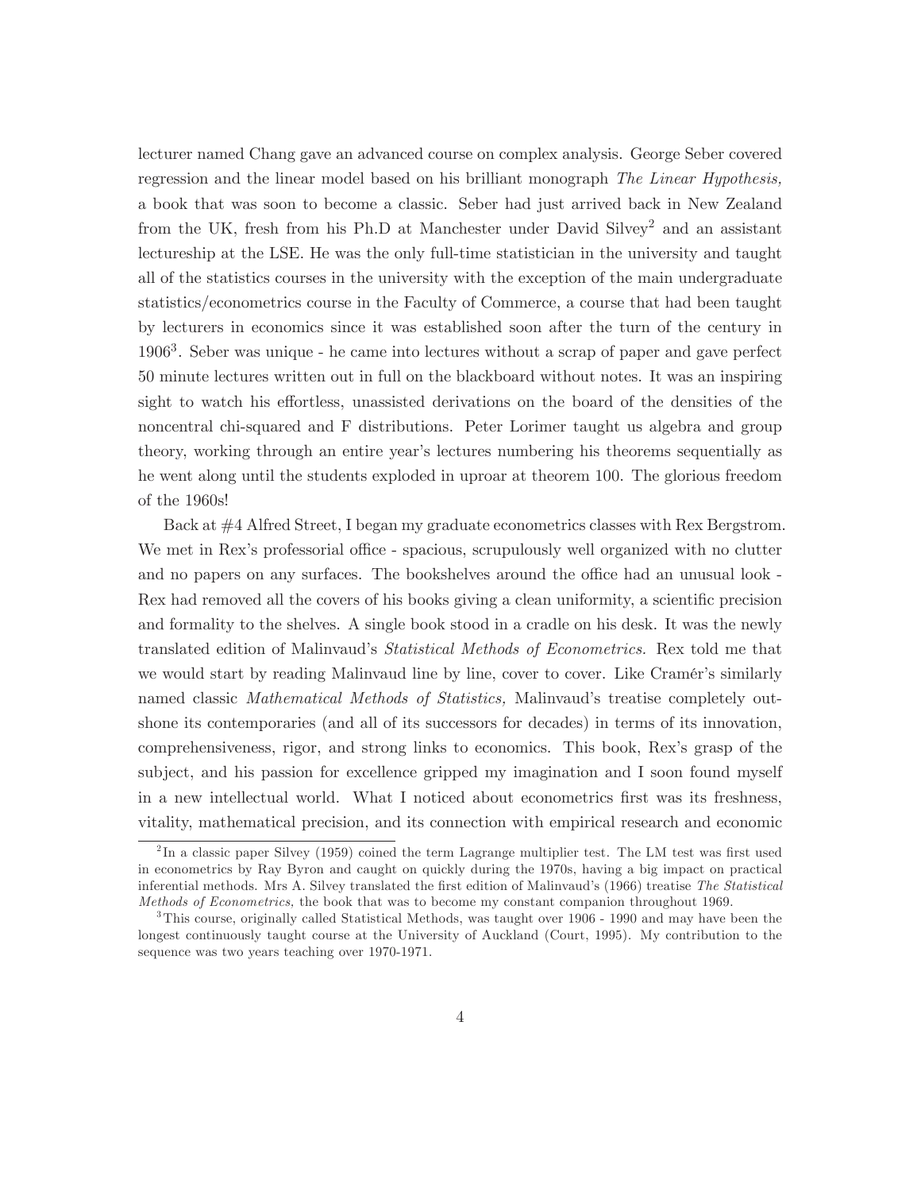lecturer named Chang gave an advanced course on complex analysis. George Seber covered regression and the linear model based on his brilliant monograph *The Linear Hypothesis,* a book that was soon to become a classic. Seber had just arrived back in New Zealand from the UK, fresh from his Ph.D at Manchester under David Silvey[2] and an assistant lectureship at the LSE. He was the only full-time statistician in the university and taught all of the statistics courses in the university with the exception of the main undergraduate statistics/econometrics course in the Faculty of Commerce, a course that had been taught by lecturers in economics since it was established soon after the turn of the century in 1906[3]. Seber was unique - he came into lectures without a scrap of paper and gave perfect 50 minute lectures written out in full on the blackboard without notes. It was an inspiring sight to watch his effortless, unassisted derivations on the board of the densities of the noncentral chi-squared and F distributions. Peter Lorimer taught us algebra and group theory, working through an entire year's lectures numbering his theorems sequentially as he went along until the students exploded in uproar at theorem 100. The glorious freedom of the 1960s!

Back at #4 Alfred Street, I began my graduate econometrics classes with Rex Bergstrom. We met in Rex's professorial office - spacious, scrupulously well organized with no clutter and no papers on any surfaces. The bookshelves around the office had an unusual look - Rex had removed all the covers of his books giving a clean uniformity, a scientific precision and formality to the shelves. A single book stood in a cradle on his desk. It was the newly translated edition of Malinvaud's *Statistical Methods of Econometrics.* Rex told me that we would start by reading Malinvaud line by line, cover to cover. Like Cramér's similarly named classic *Mathematical Methods of Statistics,* Malinvaud's treatise completely outshone its contemporaries (and all of its successors for decades) in terms of its innovation, comprehensiveness, rigor, and strong links to economics. This book, Rex's grasp of the subject, and his passion for excellence gripped my imagination and I soon found myself in a new intellectual world. What I noticed about econometrics first was its freshness, vitality, mathematical precision, and its connection with empirical research and economic

---

[2] In a classic paper Silvey (1959) coined the term Lagrange multiplier test. The LM test was first used in econometrics by Ray Byron and caught on quickly during the 1970s, having a big impact on practical inferential methods. Mrs A. Silvey translated the first edition of Malinvaud's (1966) treatise *The Statistical Methods of Econometrics,* the book that was to become my constant companion throughout 1969.

[3] This course, originally called Statistical Methods, was taught over 1906 - 1990 and may have been the longest continuously taught course at the University of Auckland (Court, 1995). My contribution to the sequence was two years teaching over 1970-1971.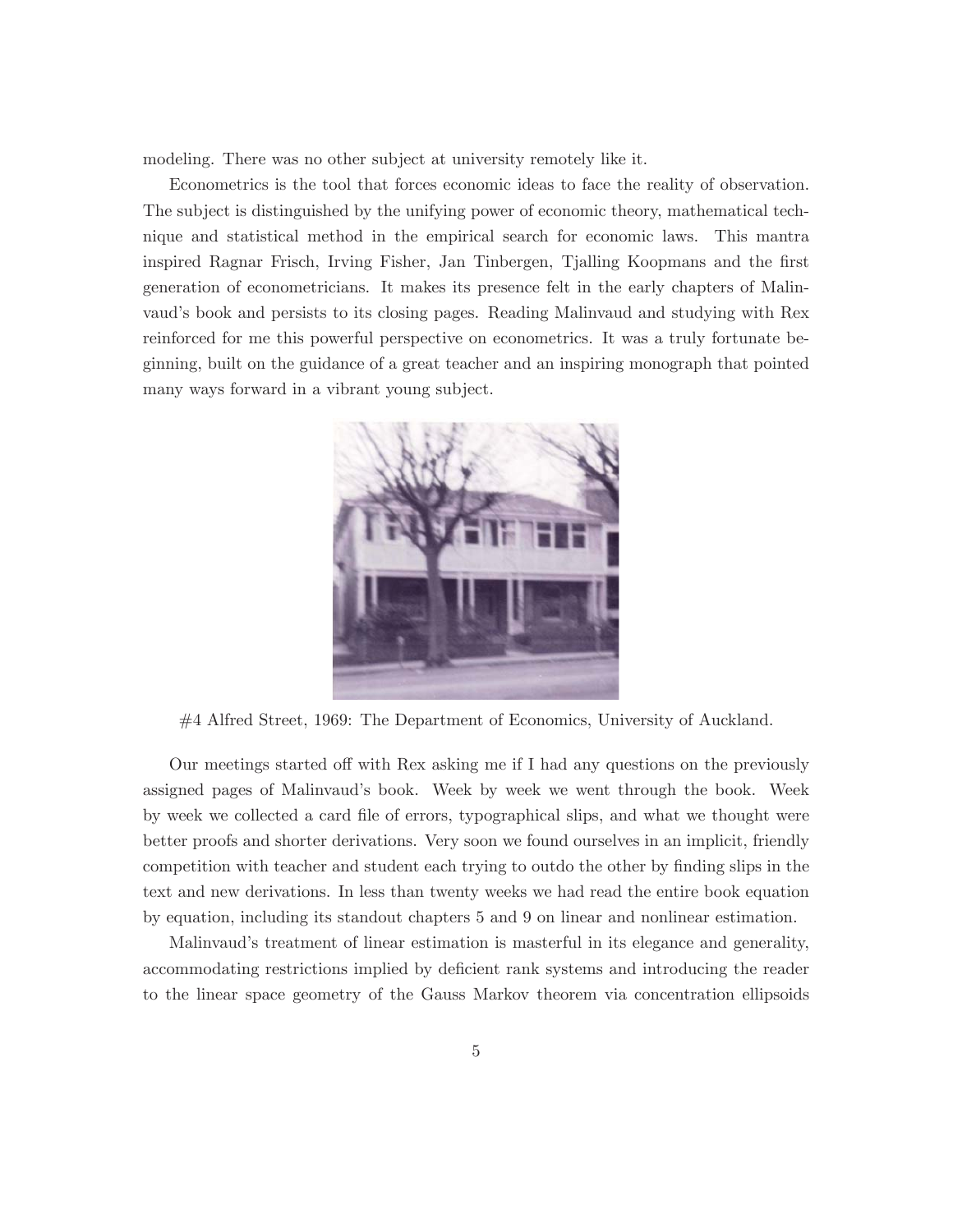modeling. There was no other subject at university remotely like it.

Econometrics is the tool that forces economic ideas to face the reality of observation. The subject is distinguished by the unifying power of economic theory, mathematical technique and statistical method in the empirical search for economic laws. This mantra inspired Ragnar Frisch, Irving Fisher, Jan Tinbergen, Tjalling Koopmans and the first generation of econometricians. It makes its presence felt in the early chapters of Malinvaud's book and persists to its closing pages. Reading Malinvaud and studying with Rex reinforced for me this powerful perspective on econometrics. It was a truly fortunate beginning, built on the guidance of a great teacher and an inspiring monograph that pointed many ways forward in a vibrant young subject.

#4 Alfred Street, 1969: The Department of Economics, University of Auckland.

Our meetings started off with Rex asking me if I had any questions on the previously assigned pages of Malinvaud's book. Week by week we went through the book. Week by week we collected a card file of errors, typographical slips, and what we thought were better proofs and shorter derivations. Very soon we found ourselves in an implicit, friendly competition with teacher and student each trying to outdo the other by finding slips in the text and new derivations. In less than twenty weeks we had read the entire book equation by equation, including its standout chapters 5 and 9 on linear and nonlinear estimation.

Malinvaud's treatment of linear estimation is masterful in its elegance and generality, accommodating restrictions implied by deficient rank systems and introducing the reader to the linear space geometry of the Gauss Markov theorem via concentration ellipsoids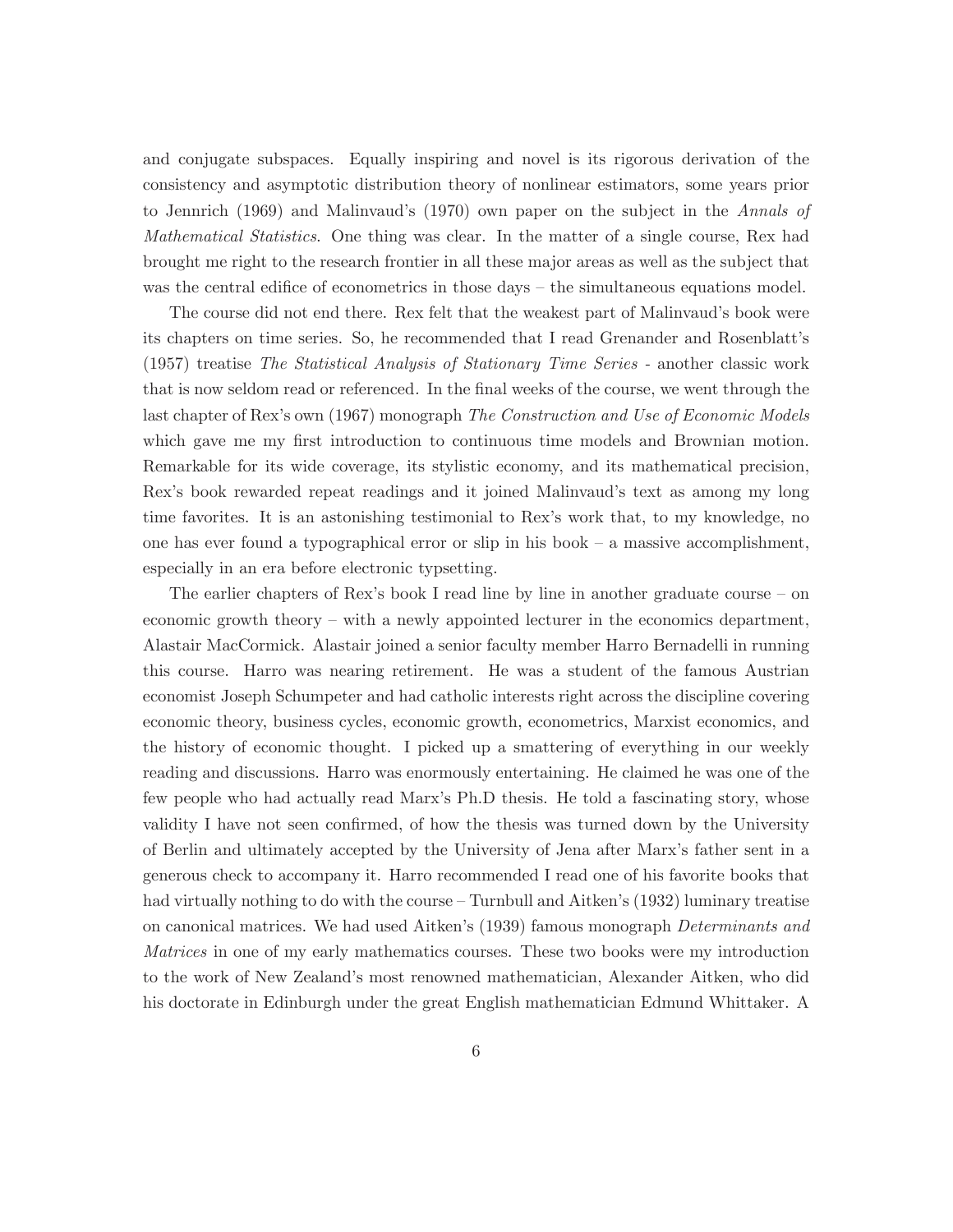and conjugate subspaces. Equally inspiring and novel is its rigorous derivation of the consistency and asymptotic distribution theory of nonlinear estimators, some years prior to Jennrich (1969) and Malinvaud's (1970) own paper on the subject in the *Annals of Mathematical Statistics*. One thing was clear. In the matter of a single course, Rex had brought me right to the research frontier in all these major areas as well as the subject that was the central edifice of econometrics in those days – the simultaneous equations model.

The course did not end there. Rex felt that the weakest part of Malinvaud's book were its chapters on time series. So, he recommended that I read Grenander and Rosenblatt's (1957) treatise *The Statistical Analysis of Stationary Time Series* - another classic work that is now seldom read or referenced. In the final weeks of the course, we went through the last chapter of Rex's own (1967) monograph *The Construction and Use of Economic Models* which gave me my first introduction to continuous time models and Brownian motion. Remarkable for its wide coverage, its stylistic economy, and its mathematical precision, Rex's book rewarded repeat readings and it joined Malinvaud's text as among my long time favorites. It is an astonishing testimonial to Rex's work that, to my knowledge, no one has ever found a typographical error or slip in his book – a massive accomplishment, especially in an era before electronic typsetting.

The earlier chapters of Rex's book I read line by line in another graduate course – on economic growth theory – with a newly appointed lecturer in the economics department, Alastair MacCormick. Alastair joined a senior faculty member Harro Bernadelli in running this course. Harro was nearing retirement. He was a student of the famous Austrian economist Joseph Schumpeter and had catholic interests right across the discipline covering economic theory, business cycles, economic growth, econometrics, Marxist economics, and the history of economic thought. I picked up a smattering of everything in our weekly reading and discussions. Harro was enormously entertaining. He claimed he was one of the few people who had actually read Marx's Ph.D thesis. He told a fascinating story, whose validity I have not seen confirmed, of how the thesis was turned down by the University of Berlin and ultimately accepted by the University of Jena after Marx's father sent in a generous check to accompany it. Harro recommended I read one of his favorite books that had virtually nothing to do with the course – Turnbull and Aitken's (1932) luminary treatise on canonical matrices. We had used Aitken's (1939) famous monograph *Determinants and Matrices* in one of my early mathematics courses. These two books were my introduction to the work of New Zealand's most renowned mathematician, Alexander Aitken, who did his doctorate in Edinburgh under the great English mathematician Edmund Whittaker. A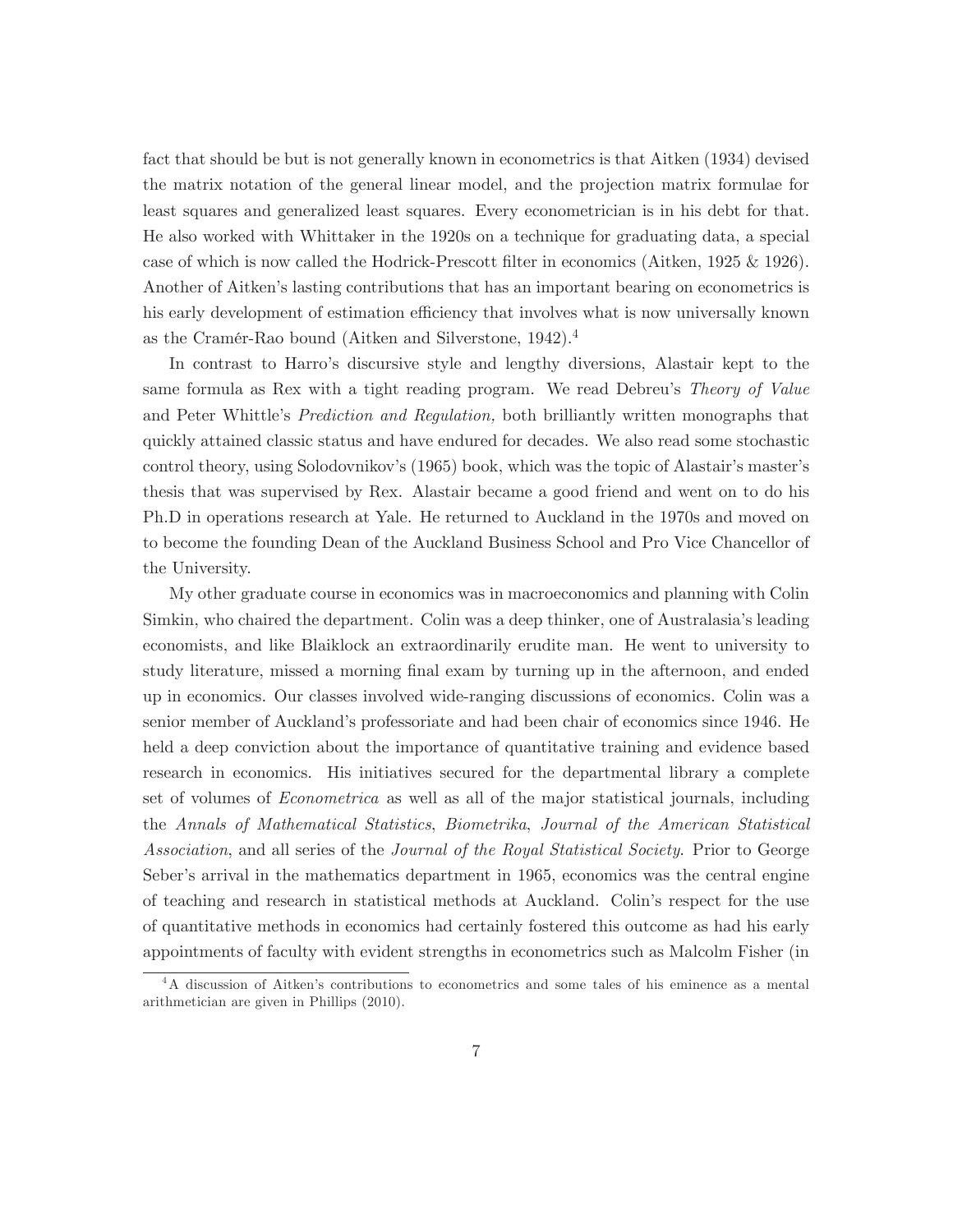fact that should be but is not generally known in econometrics is that Aitken (1934) devised the matrix notation of the general linear model, and the projection matrix formulae for least squares and generalized least squares. Every econometrician is in his debt for that. He also worked with Whittaker in the 1920s on a technique for graduating data, a special case of which is now called the Hodrick-Prescott filter in economics (Aitken, 1925 & 1926). Another of Aitken's lasting contributions that has an important bearing on econometrics is his early development of estimation efficiency that involves what is now universally known as the Cramér-Rao bound (Aitken and Silverstone, 1942).[4]

In contrast to Harro's discursive style and lengthy diversions, Alastair kept to the same formula as Rex with a tight reading program. We read Debreu's *Theory of Value* and Peter Whittle's *Prediction and Regulation,* both brilliantly written monographs that quickly attained classic status and have endured for decades. We also read some stochastic control theory, using Solodovnikov's (1965) book, which was the topic of Alastair's master's thesis that was supervised by Rex. Alastair became a good friend and went on to do his Ph.D in operations research at Yale. He returned to Auckland in the 1970s and moved on to become the founding Dean of the Auckland Business School and Pro Vice Chancellor of the University.

My other graduate course in economics was in macroeconomics and planning with Colin Simkin, who chaired the department. Colin was a deep thinker, one of Australasia's leading economists, and like Blaiklock an extraordinarily erudite man. He went to university to study literature, missed a morning final exam by turning up in the afternoon, and ended up in economics. Our classes involved wide-ranging discussions of economics. Colin was a senior member of Auckland's professoriate and had been chair of economics since 1946. He held a deep conviction about the importance of quantitative training and evidence based research in economics. His initiatives secured for the departmental library a complete set of volumes of *Econometrica* as well as all of the major statistical journals, including the *Annals of Mathematical Statistics*, *Biometrika*, *Journal of the American Statistical Association*, and all series of the *Journal of the Royal Statistical Society*. Prior to George Seber's arrival in the mathematics department in 1965, economics was the central engine of teaching and research in statistical methods at Auckland. Colin's respect for the use of quantitative methods in economics had certainly fostered this outcome as had his early appointments of faculty with evident strengths in econometrics such as Malcolm Fisher (in

[4] A discussion of Aitken's contributions to econometrics and some tales of his eminence as a mental arithmetician are given in Phillips (2010).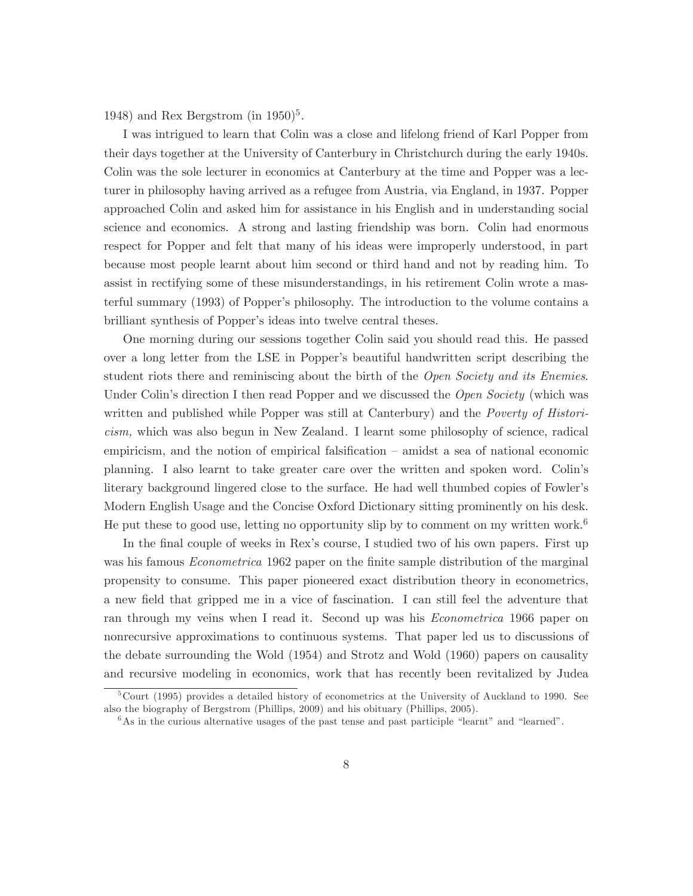1948) and Rex Bergstrom (in 1950)[5].

I was intrigued to learn that Colin was a close and lifelong friend of Karl Popper from their days together at the University of Canterbury in Christchurch during the early 1940s. Colin was the sole lecturer in economics at Canterbury at the time and Popper was a lecturer in philosophy having arrived as a refugee from Austria, via England, in 1937. Popper approached Colin and asked him for assistance in his English and in understanding social science and economics. A strong and lasting friendship was born. Colin had enormous respect for Popper and felt that many of his ideas were improperly understood, in part because most people learnt about him second or third hand and not by reading him. To assist in rectifying some of these misunderstandings, in his retirement Colin wrote a masterful summary (1993) of Popper's philosophy. The introduction to the volume contains a brilliant synthesis of Popper's ideas into twelve central theses.

One morning during our sessions together Colin said you should read this. He passed over a long letter from the LSE in Popper's beautiful handwritten script describing the student riots there and reminiscing about the birth of the *Open Society and its Enemies*. Under Colin's direction I then read Popper and we discussed the *Open Society* (which was written and published while Popper was still at Canterbury) and the *Poverty of Historicism,* which was also begun in New Zealand. I learnt some philosophy of science, radical empiricism, and the notion of empirical falsification – amidst a sea of national economic planning. I also learnt to take greater care over the written and spoken word. Colin's literary background lingered close to the surface. He had well thumbed copies of Fowler's Modern English Usage and the Concise Oxford Dictionary sitting prominently on his desk. He put these to good use, letting no opportunity slip by to comment on my written work.[6]

In the final couple of weeks in Rex's course, I studied two of his own papers. First up was his famous *Econometrica* 1962 paper on the finite sample distribution of the marginal propensity to consume. This paper pioneered exact distribution theory in econometrics, a new field that gripped me in a vice of fascination. I can still feel the adventure that ran through my veins when I read it. Second up was his *Econometrica* 1966 paper on nonrecursive approximations to continuous systems. That paper led us to discussions of the debate surrounding the Wold (1954) and Strotz and Wold (1960) papers on causality and recursive modeling in economics, work that has recently been revitalized by Judea

[5] Court (1995) provides a detailed history of econometrics at the University of Auckland to 1990. See also the biography of Bergstrom (Phillips, 2009) and his obituary (Phillips, 2005).

[6] As in the curious alternative usages of the past tense and past participle "learnt" and "learned".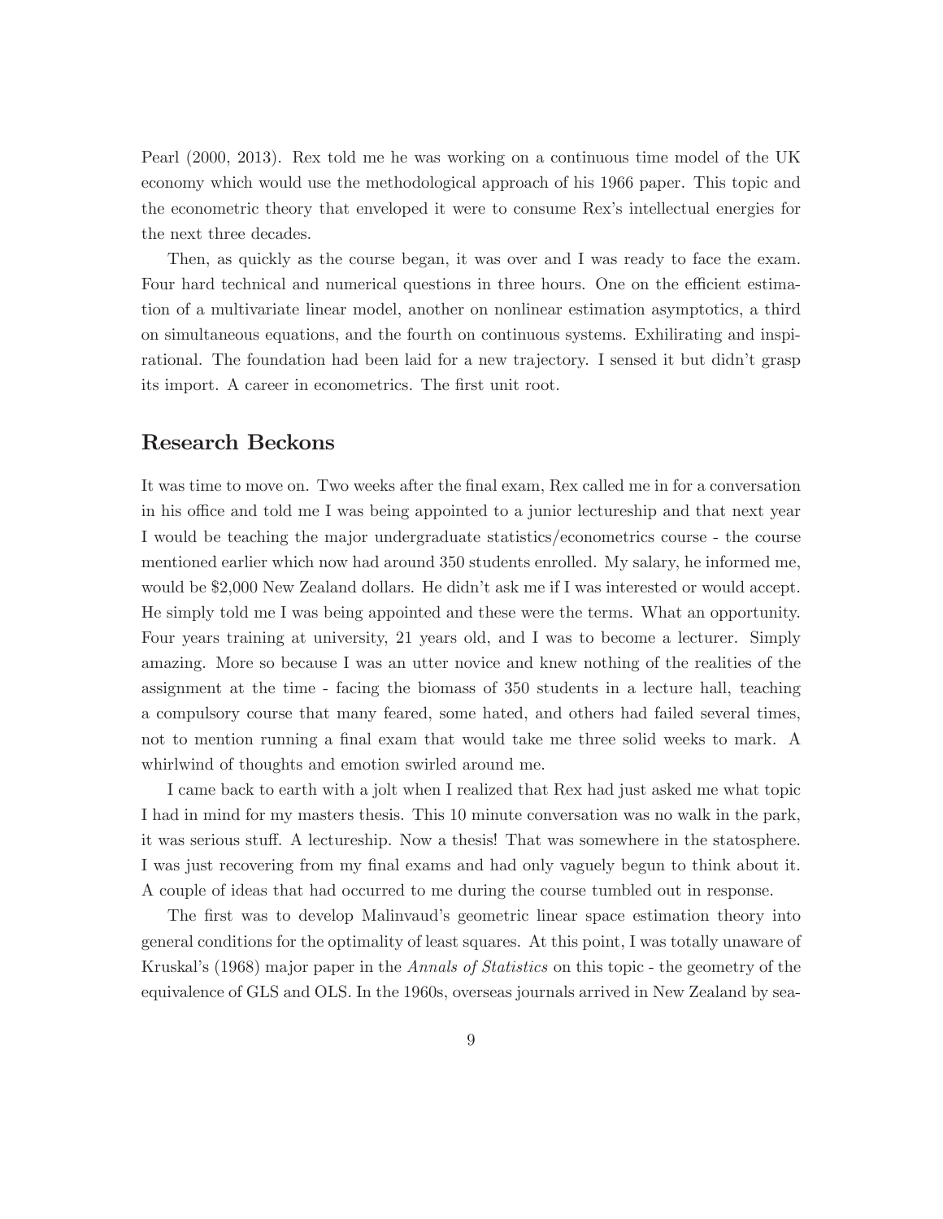Pearl (2000, 2013). Rex told me he was working on a continuous time model of the UK economy which would use the methodological approach of his 1966 paper. This topic and the econometric theory that enveloped it were to consume Rex's intellectual energies for the next three decades.

Then, as quickly as the course began, it was over and I was ready to face the exam. Four hard technical and numerical questions in three hours. One on the efficient estimation of a multivariate linear model, another on nonlinear estimation asymptotics, a third on simultaneous equations, and the fourth on continuous systems. Exhilirating and inspirational. The foundation had been laid for a new trajectory. I sensed it but didn't grasp its import. A career in econometrics. The first unit root.

## Research Beckons

It was time to move on. Two weeks after the final exam, Rex called me in for a conversation in his office and told me I was being appointed to a junior lectureship and that next year I would be teaching the major undergraduate statistics/econometrics course - the course mentioned earlier which now had around 350 students enrolled. My salary, he informed me, would be \$2,000 New Zealand dollars. He didn't ask me if I was interested or would accept. He simply told me I was being appointed and these were the terms. What an opportunity. Four years training at university, 21 years old, and I was to become a lecturer. Simply amazing. More so because I was an utter novice and knew nothing of the realities of the assignment at the time - facing the biomass of 350 students in a lecture hall, teaching a compulsory course that many feared, some hated, and others had failed several times, not to mention running a final exam that would take me three solid weeks to mark. A whirlwind of thoughts and emotion swirled around me.

I came back to earth with a jolt when I realized that Rex had just asked me what topic I had in mind for my masters thesis. This 10 minute conversation was no walk in the park, it was serious stuff. A lectureship. Now a thesis! That was somewhere in the statosphere. I was just recovering from my final exams and had only vaguely begun to think about it. A couple of ideas that had occurred to me during the course tumbled out in response.

The first was to develop Malinvaud's geometric linear space estimation theory into general conditions for the optimality of least squares. At this point, I was totally unaware of Kruskal's (1968) major paper in the *Annals of Statistics* on this topic - the geometry of the equivalence of GLS and OLS. In the 1960s, overseas journals arrived in New Zealand by sea-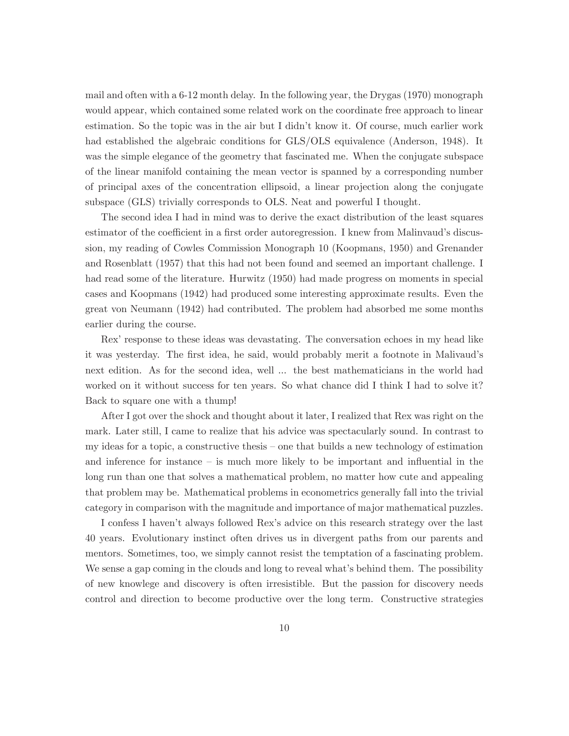mail and often with a 6-12 month delay. In the following year, the Drygas (1970) monograph would appear, which contained some related work on the coordinate free approach to linear estimation. So the topic was in the air but I didn't know it. Of course, much earlier work had established the algebraic conditions for GLS/OLS equivalence (Anderson, 1948). It was the simple elegance of the geometry that fascinated me. When the conjugate subspace of the linear manifold containing the mean vector is spanned by a corresponding number of principal axes of the concentration ellipsoid, a linear projection along the conjugate subspace (GLS) trivially corresponds to OLS. Neat and powerful I thought.

The second idea I had in mind was to derive the exact distribution of the least squares estimator of the coefficient in a first order autoregression. I knew from Malinvaud's discussion, my reading of Cowles Commission Monograph 10 (Koopmans, 1950) and Grenander and Rosenblatt (1957) that this had not been found and seemed an important challenge. I had read some of the literature. Hurwitz (1950) had made progress on moments in special cases and Koopmans (1942) had produced some interesting approximate results. Even the great von Neumann (1942) had contributed. The problem had absorbed me some months earlier during the course.

Rex' response to these ideas was devastating. The conversation echoes in my head like it was yesterday. The first idea, he said, would probably merit a footnote in Malivaud's next edition. As for the second idea, well ... the best mathematicians in the world had worked on it without success for ten years. So what chance did I think I had to solve it? Back to square one with a thump!

After I got over the shock and thought about it later, I realized that Rex was right on the mark. Later still, I came to realize that his advice was spectacularly sound. In contrast to my ideas for a topic, a constructive thesis – one that builds a new technology of estimation and inference for instance – is much more likely to be important and influential in the long run than one that solves a mathematical problem, no matter how cute and appealing that problem may be. Mathematical problems in econometrics generally fall into the trivial category in comparison with the magnitude and importance of major mathematical puzzles.

I confess I haven't always followed Rex's advice on this research strategy over the last 40 years. Evolutionary instinct often drives us in divergent paths from our parents and mentors. Sometimes, too, we simply cannot resist the temptation of a fascinating problem. We sense a gap coming in the clouds and long to reveal what's behind them. The possibility of new knowlege and discovery is often irresistible. But the passion for discovery needs control and direction to become productive over the long term. Constructive strategies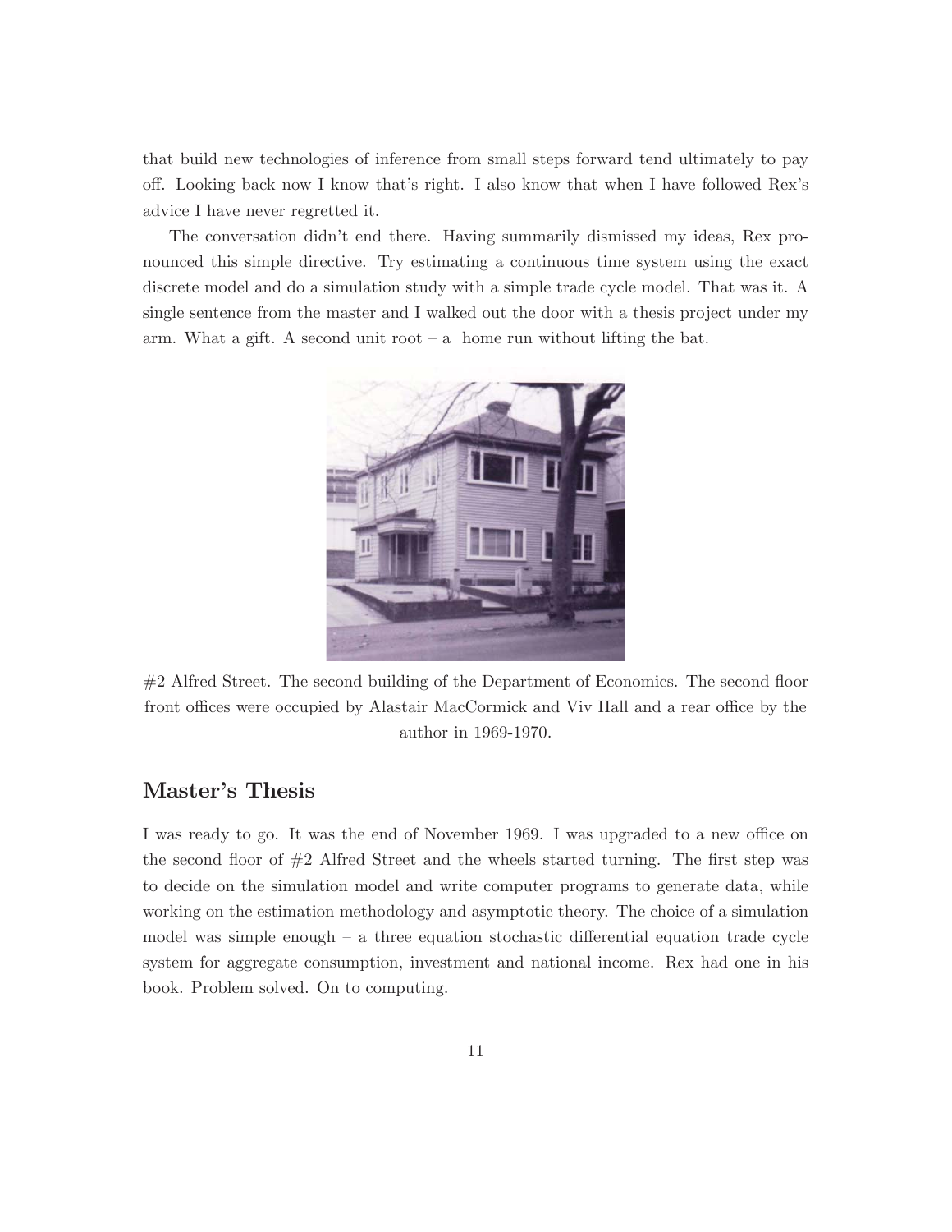that build new technologies of inference from small steps forward tend ultimately to pay off. Looking back now I know that's right. I also know that when I have followed Rex's advice I have never regretted it.

The conversation didn't end there. Having summarily dismissed my ideas, Rex pronounced this simple directive. Try estimating a continuous time system using the exact discrete model and do a simulation study with a simple trade cycle model. That was it. A single sentence from the master and I walked out the door with a thesis project under my arm. What a gift. A second unit root – a home run without lifting the bat.

#2 Alfred Street. The second building of the Department of Economics. The second floor front offices were occupied by Alastair MacCormick and Viv Hall and a rear office by the author in 1969-1970.

## Master's Thesis

I was ready to go. It was the end of November 1969. I was upgraded to a new office on the second floor of #2 Alfred Street and the wheels started turning. The first step was to decide on the simulation model and write computer programs to generate data, while working on the estimation methodology and asymptotic theory. The choice of a simulation model was simple enough – a three equation stochastic differential equation trade cycle system for aggregate consumption, investment and national income. Rex had one in his book. Problem solved. On to computing.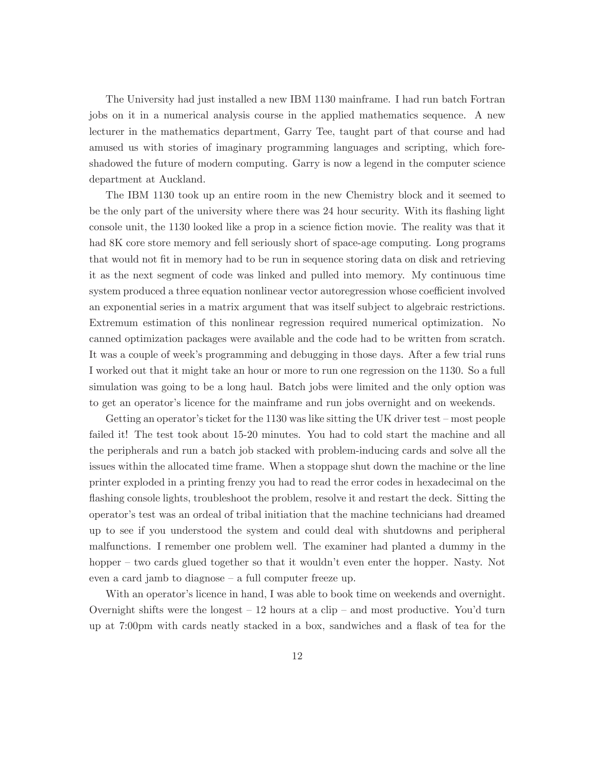The University had just installed a new IBM 1130 mainframe. I had run batch Fortran jobs on it in a numerical analysis course in the applied mathematics sequence. A new lecturer in the mathematics department, Garry Tee, taught part of that course and had amused us with stories of imaginary programming languages and scripting, which foreshadowed the future of modern computing. Garry is now a legend in the computer science department at Auckland.

The IBM 1130 took up an entire room in the new Chemistry block and it seemed to be the only part of the university where there was 24 hour security. With its flashing light console unit, the 1130 looked like a prop in a science fiction movie. The reality was that it had 8K core store memory and fell seriously short of space-age computing. Long programs that would not fit in memory had to be run in sequence storing data on disk and retrieving it as the next segment of code was linked and pulled into memory. My continuous time system produced a three equation nonlinear vector autoregression whose coefficient involved an exponential series in a matrix argument that was itself subject to algebraic restrictions. Extremum estimation of this nonlinear regression required numerical optimization. No canned optimization packages were available and the code had to be written from scratch. It was a couple of week's programming and debugging in those days. After a few trial runs I worked out that it might take an hour or more to run one regression on the 1130. So a full simulation was going to be a long haul. Batch jobs were limited and the only option was to get an operator's licence for the mainframe and run jobs overnight and on weekends.

Getting an operator's ticket for the 1130 was like sitting the UK driver test – most people failed it! The test took about 15-20 minutes. You had to cold start the machine and all the peripherals and run a batch job stacked with problem-inducing cards and solve all the issues within the allocated time frame. When a stoppage shut down the machine or the line printer exploded in a printing frenzy you had to read the error codes in hexadecimal on the flashing console lights, troubleshoot the problem, resolve it and restart the deck. Sitting the operator's test was an ordeal of tribal initiation that the machine technicians had dreamed up to see if you understood the system and could deal with shutdowns and peripheral malfunctions. I remember one problem well. The examiner had planted a dummy in the hopper – two cards glued together so that it wouldn't even enter the hopper. Nasty. Not even a card jamb to diagnose – a full computer freeze up.

With an operator's licence in hand, I was able to book time on weekends and overnight. Overnight shifts were the longest – 12 hours at a clip – and most productive. You'd turn up at 7:00pm with cards neatly stacked in a box, sandwiches and a flask of tea for the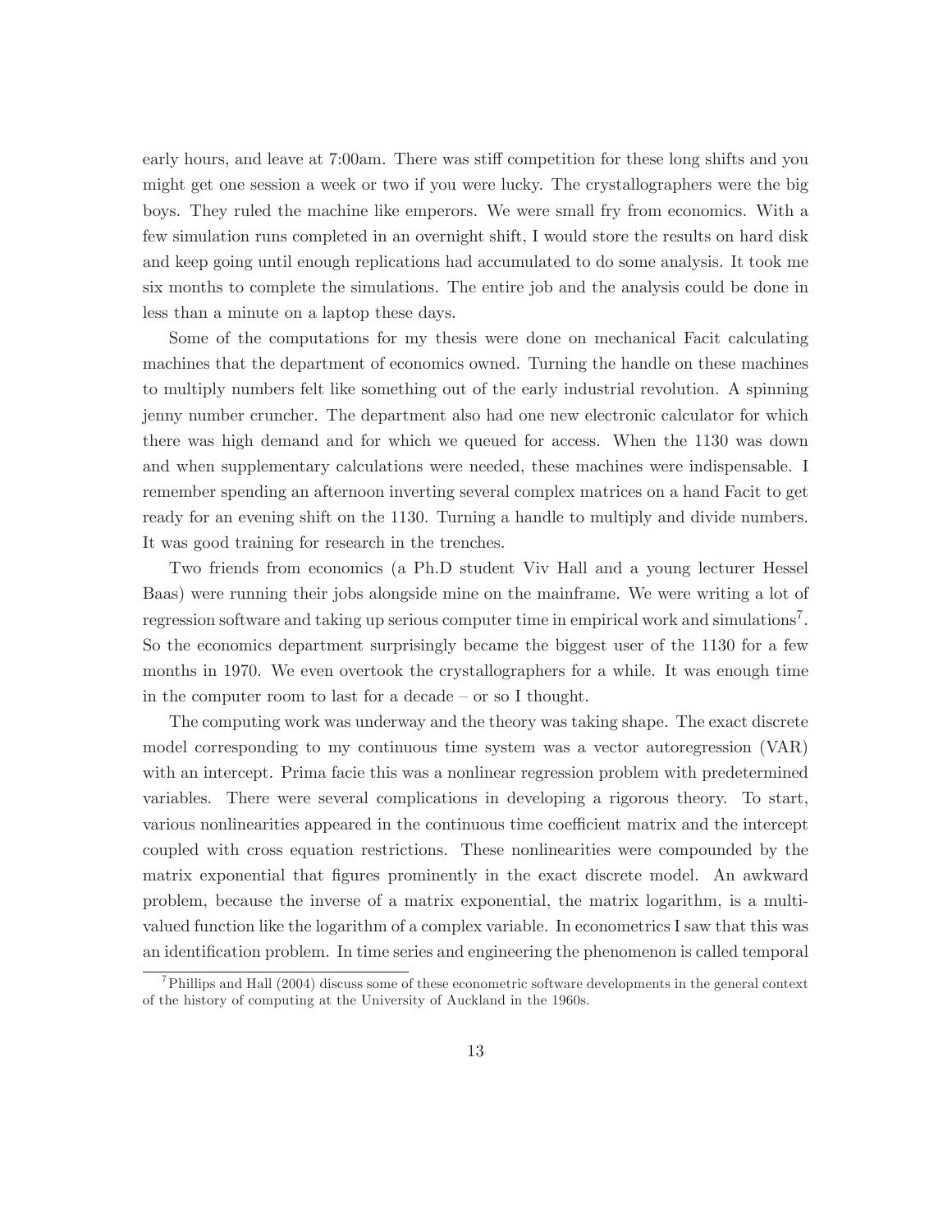early hours, and leave at 7:00am. There was stiff competition for these long shifts and you might get one session a week or two if you were lucky. The crystallographers were the big boys. They ruled the machine like emperors. We were small fry from economics. With a few simulation runs completed in an overnight shift, I would store the results on hard disk and keep going until enough replications had accumulated to do some analysis. It took me six months to complete the simulations. The entire job and the analysis could be done in less than a minute on a laptop these days.

Some of the computations for my thesis were done on mechanical Facit calculating machines that the department of economics owned. Turning the handle on these machines to multiply numbers felt like something out of the early industrial revolution. A spinning jenny number cruncher. The department also had one new electronic calculator for which there was high demand and for which we queued for access. When the 1130 was down and when supplementary calculations were needed, these machines were indispensable. I remember spending an afternoon inverting several complex matrices on a hand Facit to get ready for an evening shift on the 1130. Turning a handle to multiply and divide numbers. It was good training for research in the trenches.

Two friends from economics (a Ph.D student Viv Hall and a young lecturer Hessel Baas) were running their jobs alongside mine on the mainframe. We were writing a lot of regression software and taking up serious computer time in empirical work and simulations[7]. So the economics department surprisingly became the biggest user of the 1130 for a few months in 1970. We even overtook the crystallographers for a while. It was enough time in the computer room to last for a decade – or so I thought.

The computing work was underway and the theory was taking shape. The exact discrete model corresponding to my continuous time system was a vector autoregression (VAR) with an intercept. Prima facie this was a nonlinear regression problem with predetermined variables. There were several complications in developing a rigorous theory. To start, various nonlinearities appeared in the continuous time coefficient matrix and the intercept coupled with cross equation restrictions. These nonlinearities were compounded by the matrix exponential that figures prominently in the exact discrete model. An awkward problem, because the inverse of a matrix exponential, the matrix logarithm, is a multi-valued function like the logarithm of a complex variable. In econometrics I saw that this was an identification problem. In time series and engineering the phenomenon is called temporal

[7] Phillips and Hall (2004) discuss some of these econometric software developments in the general context of the history of computing at the University of Auckland in the 1960s.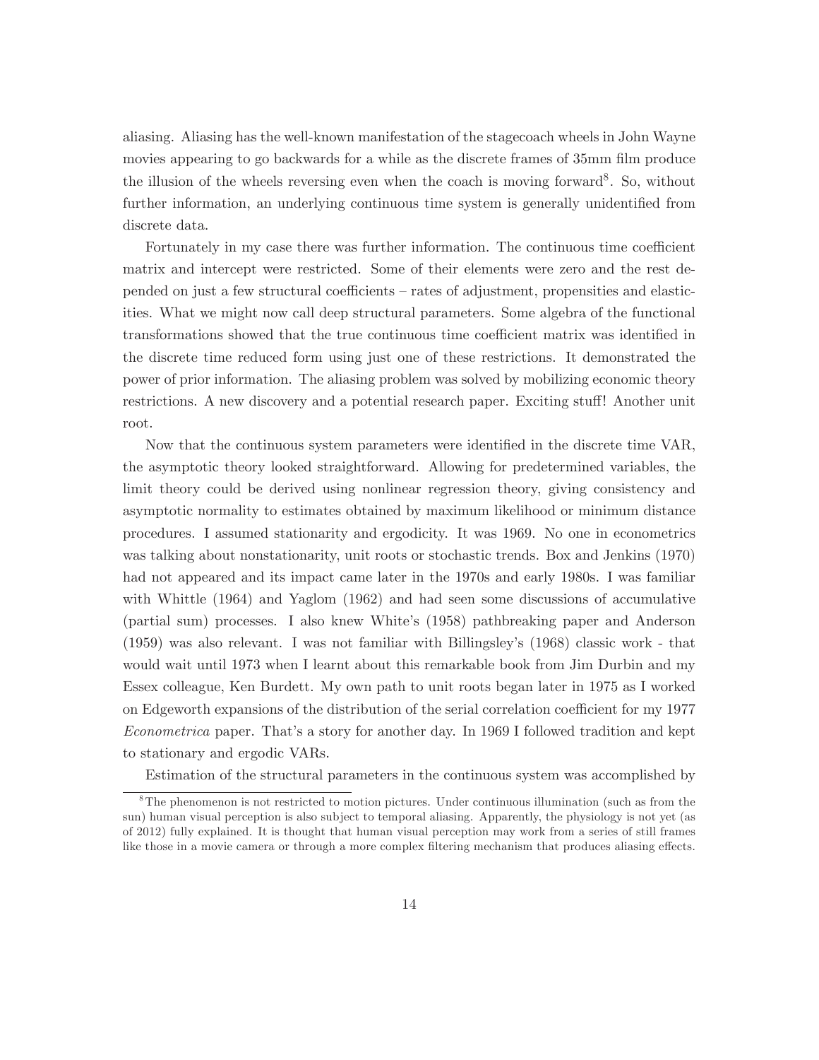aliasing. Aliasing has the well-known manifestation of the stagecoach wheels in John Wayne movies appearing to go backwards for a while as the discrete frames of 35mm film produce the illusion of the wheels reversing even when the coach is moving forward[8]. So, without further information, an underlying continuous time system is generally unidentified from discrete data.

Fortunately in my case there was further information. The continuous time coefficient matrix and intercept were restricted. Some of their elements were zero and the rest depended on just a few structural coefficients – rates of adjustment, propensities and elasticities. What we might now call deep structural parameters. Some algebra of the functional transformations showed that the true continuous time coefficient matrix was identified in the discrete time reduced form using just one of these restrictions. It demonstrated the power of prior information. The aliasing problem was solved by mobilizing economic theory restrictions. A new discovery and a potential research paper. Exciting stuff! Another unit root.

Now that the continuous system parameters were identified in the discrete time VAR, the asymptotic theory looked straightforward. Allowing for predetermined variables, the limit theory could be derived using nonlinear regression theory, giving consistency and asymptotic normality to estimates obtained by maximum likelihood or minimum distance procedures. I assumed stationarity and ergodicity. It was 1969. No one in econometrics was talking about nonstationarity, unit roots or stochastic trends. Box and Jenkins (1970) had not appeared and its impact came later in the 1970s and early 1980s. I was familiar with Whittle (1964) and Yaglom (1962) and had seen some discussions of accumulative (partial sum) processes. I also knew White's (1958) pathbreaking paper and Anderson (1959) was also relevant. I was not familiar with Billingsley's (1968) classic work - that would wait until 1973 when I learnt about this remarkable book from Jim Durbin and my Essex colleague, Ken Burdett. My own path to unit roots began later in 1975 as I worked on Edgeworth expansions of the distribution of the serial correlation coefficient for my 1977 *Econometrica* paper. That's a story for another day. In 1969 I followed tradition and kept to stationary and ergodic VARs.

Estimation of the structural parameters in the continuous system was accomplished by

[8] The phenomenon is not restricted to motion pictures. Under continuous illumination (such as from the sun) human visual perception is also subject to temporal aliasing. Apparently, the physiology is not yet (as of 2012) fully explained. It is thought that human visual perception may work from a series of still frames like those in a movie camera or through a more complex filtering mechanism that produces aliasing effects.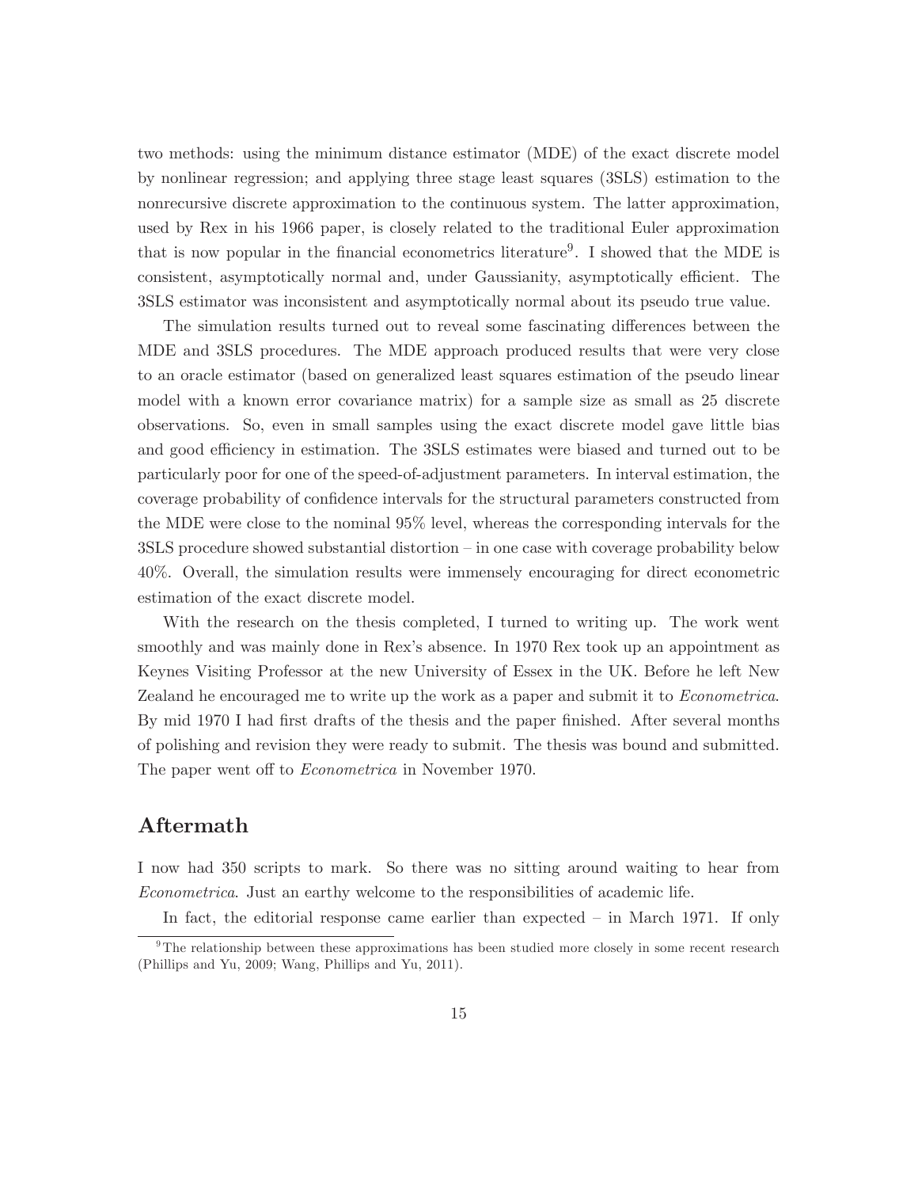two methods: using the minimum distance estimator (MDE) of the exact discrete model by nonlinear regression; and applying three stage least squares (3SLS) estimation to the nonrecursive discrete approximation to the continuous system. The latter approximation, used by Rex in his 1966 paper, is closely related to the traditional Euler approximation that is now popular in the financial econometrics literature[9]. I showed that the MDE is consistent, asymptotically normal and, under Gaussianity, asymptotically efficient. The 3SLS estimator was inconsistent and asymptotically normal about its pseudo true value.

The simulation results turned out to reveal some fascinating differences between the MDE and 3SLS procedures. The MDE approach produced results that were very close to an oracle estimator (based on generalized least squares estimation of the pseudo linear model with a known error covariance matrix) for a sample size as small as 25 discrete observations. So, even in small samples using the exact discrete model gave little bias and good efficiency in estimation. The 3SLS estimates were biased and turned out to be particularly poor for one of the speed-of-adjustment parameters. In interval estimation, the coverage probability of confidence intervals for the structural parameters constructed from the MDE were close to the nominal 95% level, whereas the corresponding intervals for the 3SLS procedure showed substantial distortion – in one case with coverage probability below 40%. Overall, the simulation results were immensely encouraging for direct econometric estimation of the exact discrete model.

With the research on the thesis completed, I turned to writing up. The work went smoothly and was mainly done in Rex's absence. In 1970 Rex took up an appointment as Keynes Visiting Professor at the new University of Essex in the UK. Before he left New Zealand he encouraged me to write up the work as a paper and submit it to *Econometrica*. By mid 1970 I had first drafts of the thesis and the paper finished. After several months of polishing and revision they were ready to submit. The thesis was bound and submitted. The paper went off to *Econometrica* in November 1970.

## Aftermath

I now had 350 scripts to mark. So there was no sitting around waiting to hear from *Econometrica*. Just an earthy welcome to the responsibilities of academic life.

In fact, the editorial response came earlier than expected – in March 1971. If only

[9] The relationship between these approximations has been studied more closely in some recent research (Phillips and Yu, 2009; Wang, Phillips and Yu, 2011).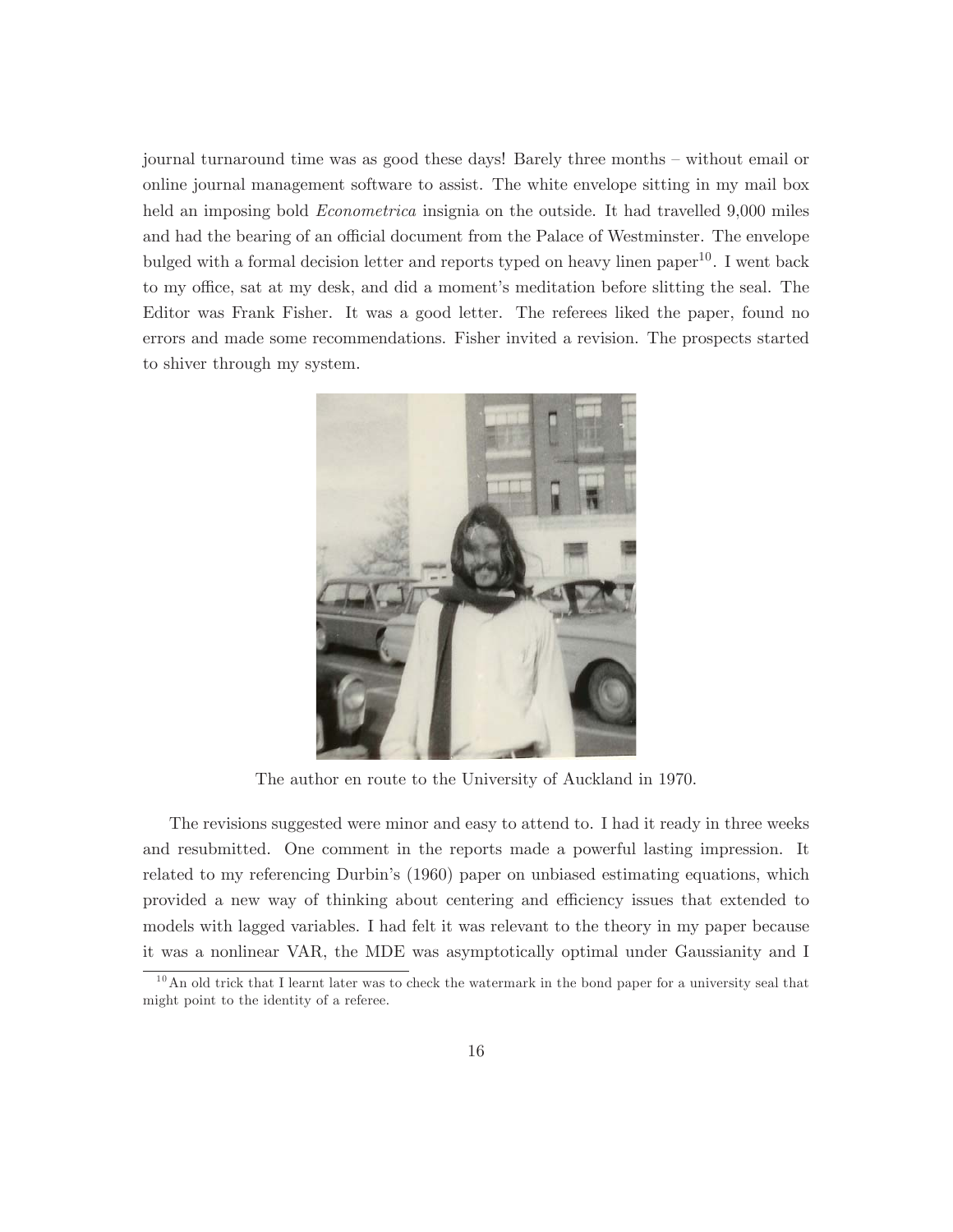journal turnaround time was as good these days! Barely three months – without email or online journal management software to assist. The white envelope sitting in my mail box held an imposing bold *Econometrica* insignia on the outside. It had travelled 9,000 miles and had the bearing of an official document from the Palace of Westminster. The envelope bulged with a formal decision letter and reports typed on heavy linen paper[10]. I went back to my office, sat at my desk, and did a moment's meditation before slitting the seal. The Editor was Frank Fisher. It was a good letter. The referees liked the paper, found no errors and made some recommendations. Fisher invited a revision. The prospects started to shiver through my system.

The author en route to the University of Auckland in 1970.

The revisions suggested were minor and easy to attend to. I had it ready in three weeks and resubmitted. One comment in the reports made a powerful lasting impression. It related to my referencing Durbin's (1960) paper on unbiased estimating equations, which provided a new way of thinking about centering and efficiency issues that extended to models with lagged variables. I had felt it was relevant to the theory in my paper because it was a nonlinear VAR, the MDE was asymptotically optimal under Gaussianity and I

[10] An old trick that I learnt later was to check the watermark in the bond paper for a university seal that might point to the identity of a referee.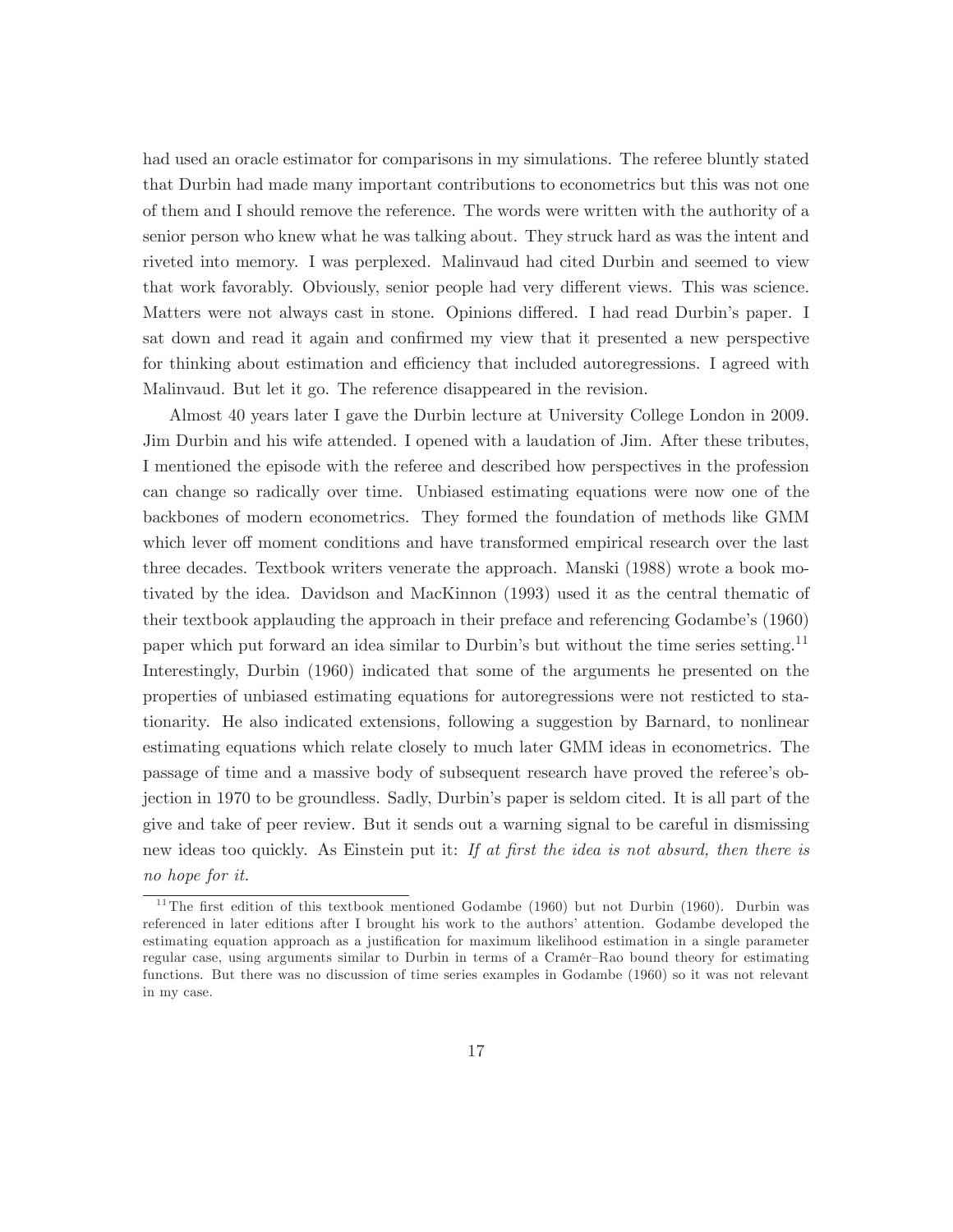had used an oracle estimator for comparisons in my simulations. The referee bluntly stated that Durbin had made many important contributions to econometrics but this was not one of them and I should remove the reference. The words were written with the authority of a senior person who knew what he was talking about. They struck hard as was the intent and riveted into memory. I was perplexed. Malinvaud had cited Durbin and seemed to view that work favorably. Obviously, senior people had very different views. This was science. Matters were not always cast in stone. Opinions differed. I had read Durbin's paper. I sat down and read it again and confirmed my view that it presented a new perspective for thinking about estimation and efficiency that included autoregressions. I agreed with Malinvaud. But let it go. The reference disappeared in the revision.

Almost 40 years later I gave the Durbin lecture at University College London in 2009. Jim Durbin and his wife attended. I opened with a laudation of Jim. After these tributes, I mentioned the episode with the referee and described how perspectives in the profession can change so radically over time. Unbiased estimating equations were now one of the backbones of modern econometrics. They formed the foundation of methods like GMM which lever off moment conditions and have transformed empirical research over the last three decades. Textbook writers venerate the approach. Manski (1988) wrote a book motivated by the idea. Davidson and MacKinnon (1993) used it as the central thematic of their textbook applauding the approach in their preface and referencing Godambe's (1960) paper which put forward an idea similar to Durbin's but without the time series setting.[11] Interestingly, Durbin (1960) indicated that some of the arguments he presented on the properties of unbiased estimating equations for autoregressions were not resticted to stationarity. He also indicated extensions, following a suggestion by Barnard, to nonlinear estimating equations which relate closely to much later GMM ideas in econometrics. The passage of time and a massive body of subsequent research have proved the referee's objection in 1970 to be groundless. Sadly, Durbin's paper is seldom cited. It is all part of the give and take of peer review. But it sends out a warning signal to be careful in dismissing new ideas too quickly. As Einstein put it: *If at first the idea is not absurd, then there is no hope for it.*

---

[11] The first edition of this textbook mentioned Godambe (1960) but not Durbin (1960). Durbin was referenced in later editions after I brought his work to the authors' attention. Godambe developed the estimating equation approach as a justification for maximum likelihood estimation in a single parameter regular case, using arguments similar to Durbin in terms of a Cramér–Rao bound theory for estimating functions. But there was no discussion of time series examples in Godambe (1960) so it was not relevant in my case.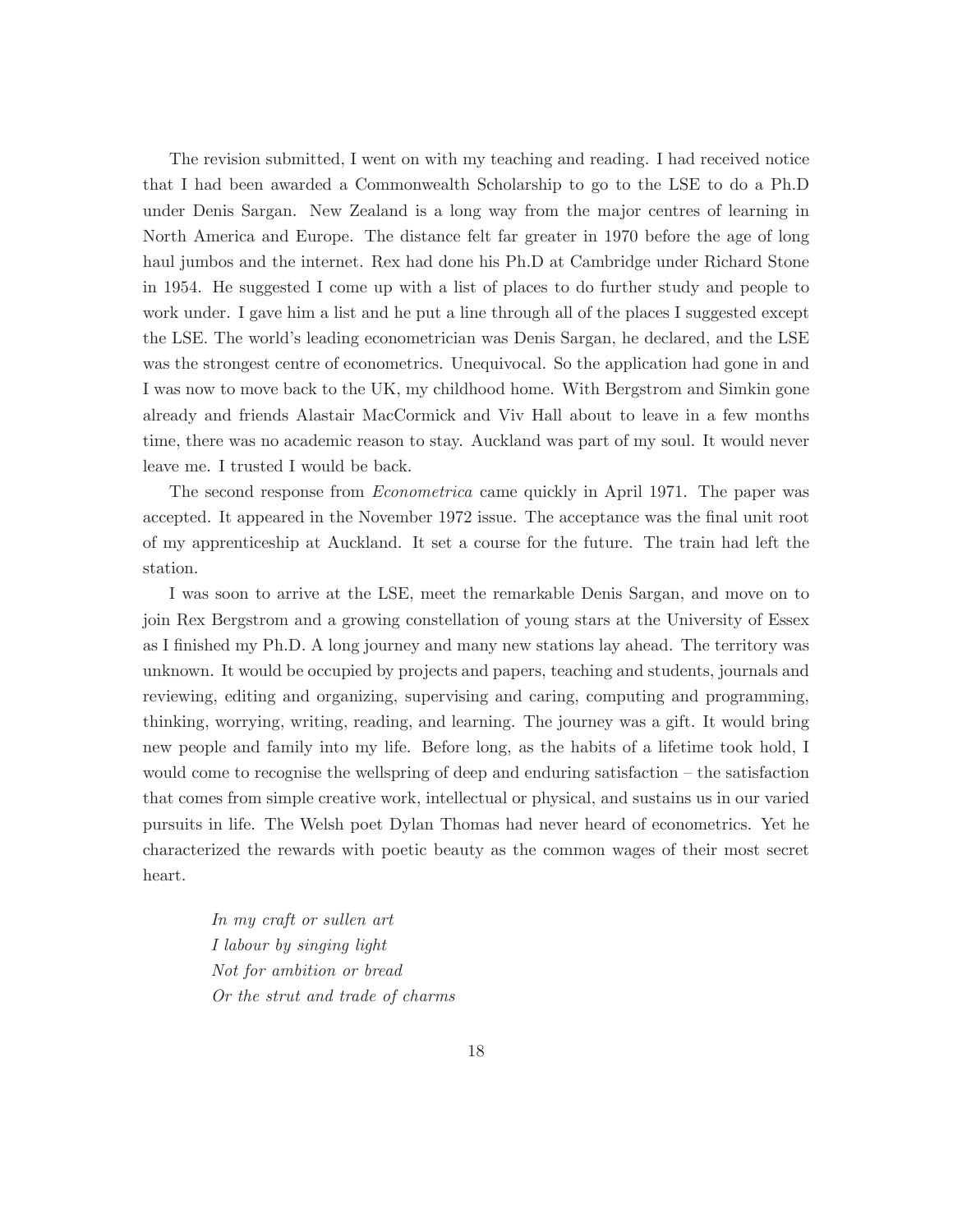The revision submitted, I went on with my teaching and reading. I had received notice that I had been awarded a Commonwealth Scholarship to go to the LSE to do a Ph.D under Denis Sargan. New Zealand is a long way from the major centres of learning in North America and Europe. The distance felt far greater in 1970 before the age of long haul jumbos and the internet. Rex had done his Ph.D at Cambridge under Richard Stone in 1954. He suggested I come up with a list of places to do further study and people to work under. I gave him a list and he put a line through all of the places I suggested except the LSE. The world's leading econometrician was Denis Sargan, he declared, and the LSE was the strongest centre of econometrics. Unequivocal. So the application had gone in and I was now to move back to the UK, my childhood home. With Bergstrom and Simkin gone already and friends Alastair MacCormick and Viv Hall about to leave in a few months time, there was no academic reason to stay. Auckland was part of my soul. It would never leave me. I trusted I would be back.

The second response from *Econometrica* came quickly in April 1971. The paper was accepted. It appeared in the November 1972 issue. The acceptance was the final unit root of my apprenticeship at Auckland. It set a course for the future. The train had left the station.

I was soon to arrive at the LSE, meet the remarkable Denis Sargan, and move on to join Rex Bergstrom and a growing constellation of young stars at the University of Essex as I finished my Ph.D. A long journey and many new stations lay ahead. The territory was unknown. It would be occupied by projects and papers, teaching and students, journals and reviewing, editing and organizing, supervising and caring, computing and programming, thinking, worrying, writing, reading, and learning. The journey was a gift. It would bring new people and family into my life. Before long, as the habits of a lifetime took hold, I would come to recognise the wellspring of deep and enduring satisfaction – the satisfaction that comes from simple creative work, intellectual or physical, and sustains us in our varied pursuits in life. The Welsh poet Dylan Thomas had never heard of econometrics. Yet he characterized the rewards with poetic beauty as the common wages of their most secret heart.

> *In my craft or sullen art*
> *I labour by singing light*
> *Not for ambition or bread*
> *Or the strut and trade of charms*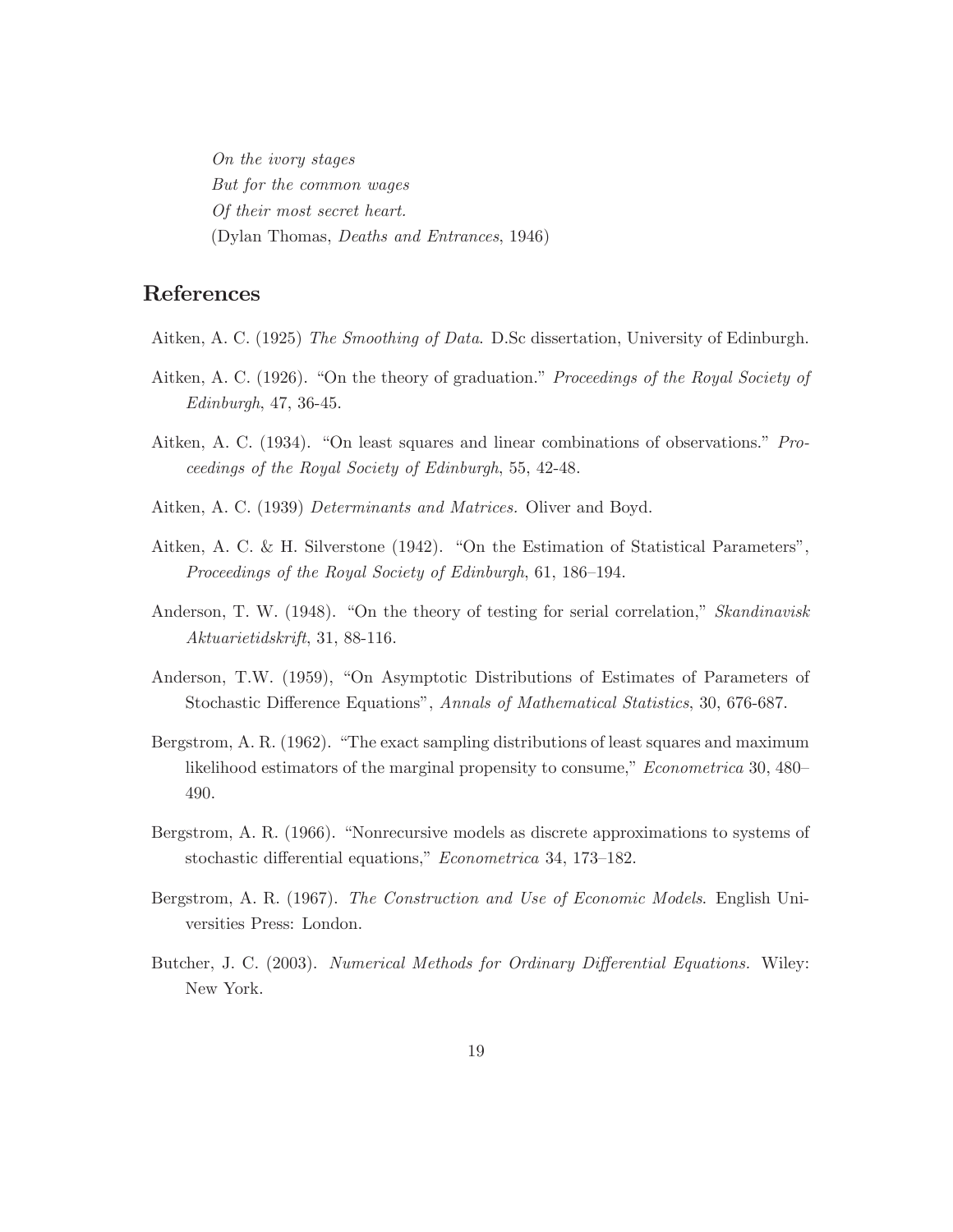*On the ivory stages*
*But for the common wages*
*Of their most secret heart.*
(Dylan Thomas, *Deaths and Entrances*, 1946)

## References

Aitken, A. C. (1925) *The Smoothing of Data*. D.Sc dissertation, University of Edinburgh.

Aitken, A. C. (1926). "On the theory of graduation." *Proceedings of the Royal Society of Edinburgh*, 47, 36-45.

Aitken, A. C. (1934). "On least squares and linear combinations of observations." *Proceedings of the Royal Society of Edinburgh*, 55, 42-48.

Aitken, A. C. (1939) *Determinants and Matrices.* Oliver and Boyd.

Aitken, A. C. & H. Silverstone (1942). "On the Estimation of Statistical Parameters", *Proceedings of the Royal Society of Edinburgh*, 61, 186–194.

Anderson, T. W. (1948). "On the theory of testing for serial correlation," *Skandinavisk Aktuarietidskrift*, 31, 88-116.

Anderson, T.W. (1959), "On Asymptotic Distributions of Estimates of Parameters of Stochastic Difference Equations", *Annals of Mathematical Statistics*, 30, 676-687.

Bergstrom, A. R. (1962). "The exact sampling distributions of least squares and maximum likelihood estimators of the marginal propensity to consume," *Econometrica* 30, 480–490.

Bergstrom, A. R. (1966). "Nonrecursive models as discrete approximations to systems of stochastic differential equations," *Econometrica* 34, 173–182.

Bergstrom, A. R. (1967). *The Construction and Use of Economic Models*. English Universities Press: London.

Butcher, J. C. (2003). *Numerical Methods for Ordinary Differential Equations.* Wiley: New York.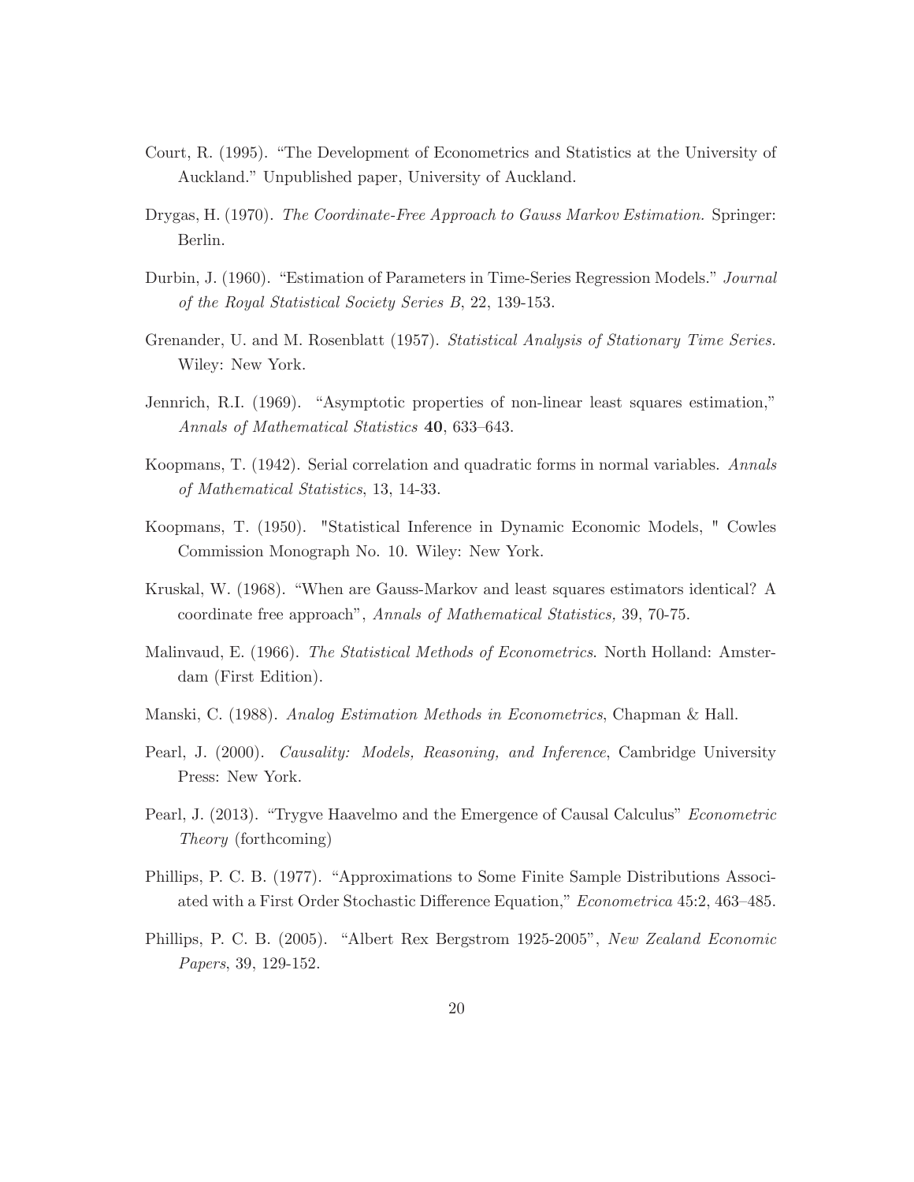Court, R. (1995). "The Development of Econometrics and Statistics at the University of Auckland." Unpublished paper, University of Auckland.

Drygas, H. (1970). *The Coordinate-Free Approach to Gauss Markov Estimation.* Springer: Berlin.

Durbin, J. (1960). "Estimation of Parameters in Time-Series Regression Models." *Journal of the Royal Statistical Society Series B*, 22, 139-153.

Grenander, U. and M. Rosenblatt (1957). *Statistical Analysis of Stationary Time Series.* Wiley: New York.

Jennrich, R.I. (1969). "Asymptotic properties of non-linear least squares estimation," *Annals of Mathematical Statistics* **40**, 633–643.

Koopmans, T. (1942). Serial correlation and quadratic forms in normal variables. *Annals of Mathematical Statistics*, 13, 14-33.

Koopmans, T. (1950). "Statistical Inference in Dynamic Economic Models, " Cowles Commission Monograph No. 10. Wiley: New York.

Kruskal, W. (1968). "When are Gauss-Markov and least squares estimators identical? A coordinate free approach", *Annals of Mathematical Statistics,* 39, 70-75.

Malinvaud, E. (1966). *The Statistical Methods of Econometrics*. North Holland: Amsterdam (First Edition).

Manski, C. (1988). *Analog Estimation Methods in Econometrics*, Chapman & Hall.

Pearl, J. (2000). *Causality: Models, Reasoning, and Inference*, Cambridge University Press: New York.

Pearl, J. (2013). "Trygve Haavelmo and the Emergence of Causal Calculus" *Econometric Theory* (forthcoming)

Phillips, P. C. B. (1977). "Approximations to Some Finite Sample Distributions Associated with a First Order Stochastic Difference Equation," *Econometrica* 45:2, 463–485.

Phillips, P. C. B. (2005). "Albert Rex Bergstrom 1925-2005", *New Zealand Economic Papers*, 39, 129-152.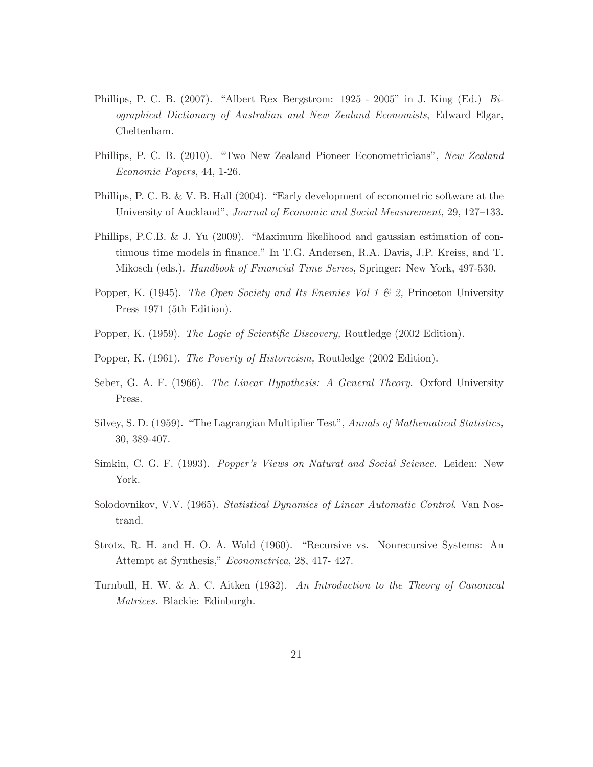Phillips, P. C. B. (2007). "Albert Rex Bergstrom: 1925 - 2005" in J. King (Ed.) *Biographical Dictionary of Australian and New Zealand Economists*, Edward Elgar, Cheltenham.

Phillips, P. C. B. (2010). "Two New Zealand Pioneer Econometricians", *New Zealand Economic Papers*, 44, 1-26.

Phillips, P. C. B. & V. B. Hall (2004). "Early development of econometric software at the University of Auckland", *Journal of Economic and Social Measurement,* 29, 127–133.

Phillips, P.C.B. & J. Yu (2009). "Maximum likelihood and gaussian estimation of continuous time models in finance." In T.G. Andersen, R.A. Davis, J.P. Kreiss, and T. Mikosch (eds.). *Handbook of Financial Time Series*, Springer: New York, 497-530.

Popper, K. (1945). *The Open Society and Its Enemies Vol 1 & 2,* Princeton University Press 1971 (5th Edition).

Popper, K. (1959). *The Logic of Scientific Discovery,* Routledge (2002 Edition).

Popper, K. (1961). *The Poverty of Historicism,* Routledge (2002 Edition).

Seber, G. A. F. (1966). *The Linear Hypothesis: A General Theory.* Oxford University Press.

Silvey, S. D. (1959). "The Lagrangian Multiplier Test", *Annals of Mathematical Statistics,* 30, 389-407.

Simkin, C. G. F. (1993). *Popper's Views on Natural and Social Science.* Leiden: New York.

Solodovnikov, V.V. (1965). *Statistical Dynamics of Linear Automatic Control*. Van Nostrand.

Strotz, R. H. and H. O. A. Wold (1960). "Recursive vs. Nonrecursive Systems: An Attempt at Synthesis," *Econometrica*, 28, 417- 427.

Turnbull, H. W. & A. C. Aitken (1932). *An Introduction to the Theory of Canonical Matrices.* Blackie: Edinburgh.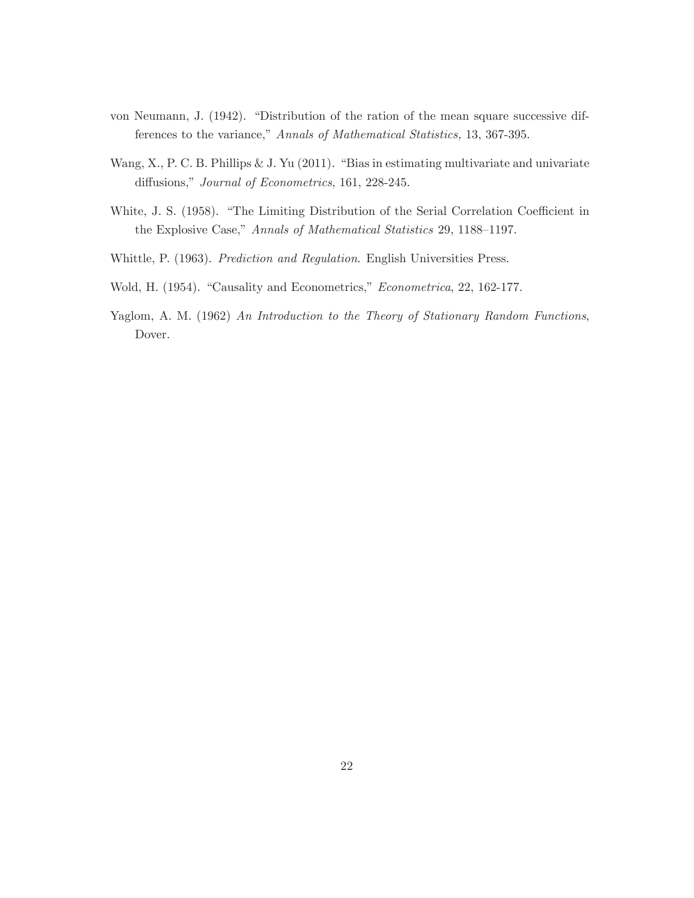von Neumann, J. (1942). "Distribution of the ration of the mean square successive differences to the variance," *Annals of Mathematical Statistics,* 13, 367-395.

Wang, X., P. C. B. Phillips & J. Yu (2011). "Bias in estimating multivariate and univariate diffusions," *Journal of Econometrics*, 161, 228-245.

White, J. S. (1958). "The Limiting Distribution of the Serial Correlation Coefficient in the Explosive Case," *Annals of Mathematical Statistics* 29, 1188–1197.

Whittle, P. (1963). *Prediction and Regulation*. English Universities Press.

Wold, H. (1954). "Causality and Econometrics," *Econometrica*, 22, 162-177.

Yaglom, A. M. (1962) *An Introduction to the Theory of Stationary Random Functions*, Dover.